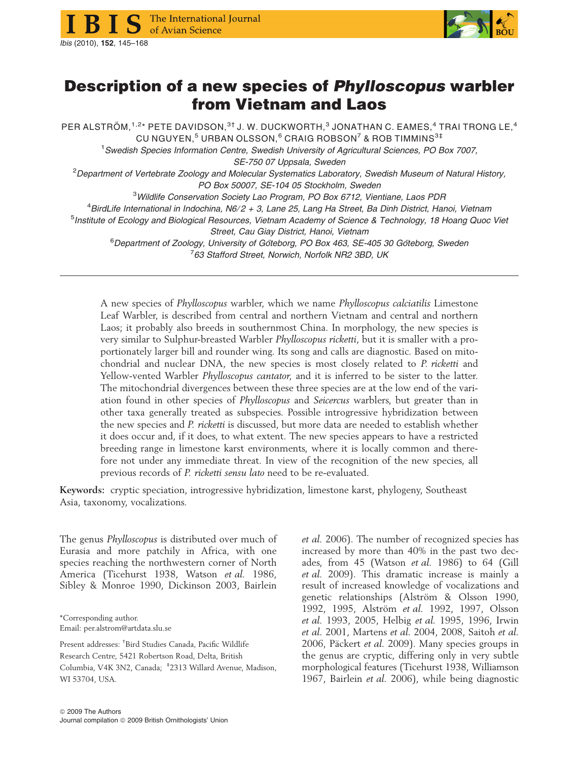# Description of a new species of *Phylloscopus* warbler from Vietnam and Laos

PER ALSTRÖM,[1,2]* PETE DAVIDSON,[3†] J. W. DUCKWORTH,[3] JONATHAN C. EAMES,[4] TRAI TRONG LE,[4] CU NGUYEN,[5] URBAN OLSSON,[6] CRAIG ROBSON[7] & ROB TIMMINS[3‡]

[1]*Swedish Species Information Centre, Swedish University of Agricultural Sciences, PO Box 7007, SE-750 07 Uppsala, Sweden*

[2]*Department of Vertebrate Zoology and Molecular Systematics Laboratory, Swedish Museum of Natural History, PO Box 50007, SE-104 05 Stockholm, Sweden*

[3]*Wildlife Conservation Society Lao Program, PO Box 6712, Vientiane, Laos PDR*

[4]*BirdLife International in Indochina, N6/2 + 3, Lane 25, Lang Ha Street, Ba Dinh District, Hanoi, Vietnam*

[5]*Institute of Ecology and Biological Resources, Vietnam Academy of Science & Technology, 18 Hoang Quoc Viet Street, Cau Giay District, Hanoi, Vietnam*

[6]*Department of Zoology, University of Göteborg, PO Box 463, SE-405 30 Göteborg, Sweden*

[7]*63 Stafford Street, Norwich, Norfolk NR2 3BD, UK*

---

A new species of *Phylloscopus* warbler, which we name *Phylloscopus calciatilis* Limestone Leaf Warbler, is described from central and northern Vietnam and central and northern Laos; it probably also breeds in southernmost China. In morphology, the new species is very similar to Sulphur-breasted Warbler *Phylloscopus ricketti*, but it is smaller with a proportionately larger bill and rounder wing. Its song and calls are diagnostic. Based on mitochondrial and nuclear DNA, the new species is most closely related to *P. ricketti* and Yellow-vented Warbler *Phylloscopus cantator*, and it is inferred to be sister to the latter. The mitochondrial divergences between these three species are at the low end of the variation found in other species of *Phylloscopus* and *Seicercus* warblers, but greater than in other taxa generally treated as subspecies. Possible introgressive hybridization between the new species and *P. ricketti* is discussed, but more data are needed to establish whether it does occur and, if it does, to what extent. The new species appears to have a restricted breeding range in limestone karst environments, where it is locally common and therefore not under any immediate threat. In view of the recognition of the new species, all previous records of *P. ricketti sensu lato* need to be re-evaluated.

**Keywords:** cryptic speciation, introgressive hybridization, limestone karst, phylogeny, Southeast Asia, taxonomy, vocalizations.

The genus *Phylloscopus* is distributed over much of Eurasia and more patchily in Africa, with one species reaching the northwestern corner of North America (Ticehurst 1938, Watson *et al.* 1986, Sibley & Monroe 1990, Dickinson 2003, Bairlein *et al.* 2006). The number of recognized species has increased by more than 40% in the past two decades, from 45 (Watson *et al.* 1986) to 64 (Gill *et al.* 2009). This dramatic increase is mainly a result of increased knowledge of vocalizations and genetic relationships (Alström & Olsson 1990, 1992, 1995, Alström *et al.* 1992, 1997, Olsson *et al.* 1993, 2005, Helbig *et al.* 1995, 1996, Irwin *et al.* 2001, Martens *et al.* 2004, 2008, Saitoh *et al.* 2006, Päckert *et al.* 2009). Many species groups in the genus are cryptic, differing only in very subtle morphological features (Ticehurst 1938, Williamson 1967, Bairlein *et al.* 2006), while being diagnostic

*Corresponding author.
Email: per.alstrom@artdata.slu.se

Present addresses: †Bird Studies Canada, Pacific Wildlife Research Centre, 5421 Robertson Road, Delta, British Columbia, V4K 3N2, Canada; ‡2313 Willard Avenue, Madison, WI 53704, USA.

© 2009 The Authors
Journal compilation © 2009 British Ornithologists' Union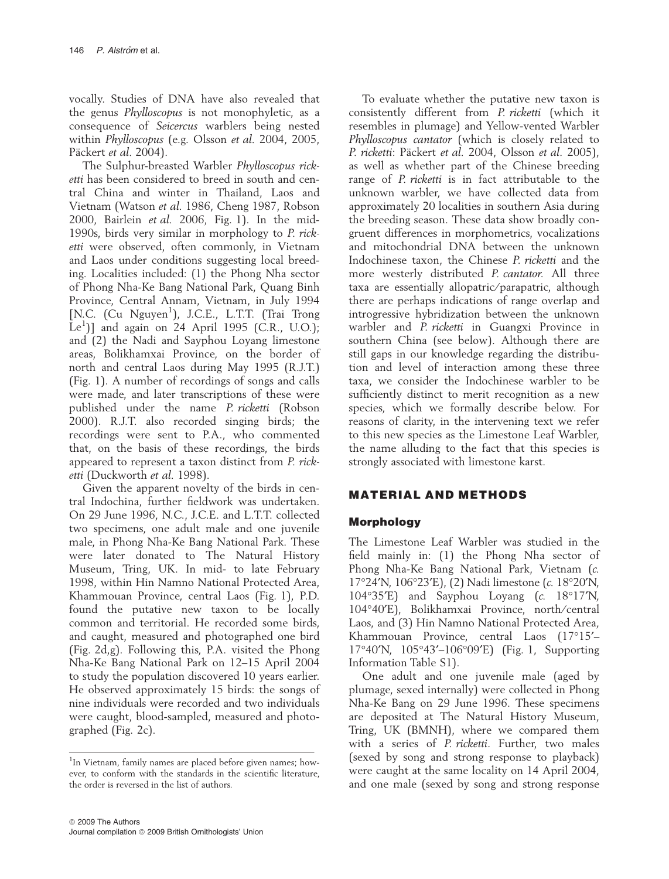vocally. Studies of DNA have also revealed that the genus *Phylloscopus* is not monophyletic, as a consequence of *Seicercus* warblers being nested within *Phylloscopus* (e.g. Olsson *et al.* 2004, 2005, Päckert *et al.* 2004).

The Sulphur-breasted Warbler *Phylloscopus ricketti* has been considered to breed in south and central China and winter in Thailand, Laos and Vietnam (Watson *et al.* 1986, Cheng 1987, Robson 2000, Bairlein *et al.* 2006, Fig. 1). In the mid-1990s, birds very similar in morphology to *P. ricketti* were observed, often commonly, in Vietnam and Laos under conditions suggesting local breeding. Localities included: (1) the Phong Nha sector of Phong Nha-Ke Bang National Park, Quang Binh Province, Central Annam, Vietnam, in July 1994 [N.C. (Cu Nguyen[1]), J.C.E., L.T.T. (Trai Trong Le[1])] and again on 24 April 1995 (C.R., U.O.); and (2) the Nadi and Sayphou Loyang limestone areas, Bolikhamxai Province, on the border of north and central Laos during May 1995 (R.J.T.) (Fig. 1). A number of recordings of songs and calls were made, and later transcriptions of these were published under the name *P. ricketti* (Robson 2000). R.J.T. also recorded singing birds; the recordings were sent to P.A., who commented that, on the basis of these recordings, the birds appeared to represent a taxon distinct from *P. ricketti* (Duckworth *et al.* 1998).

Given the apparent novelty of the birds in central Indochina, further fieldwork was undertaken. On 29 June 1996, N.C., J.C.E. and L.T.T. collected two specimens, one adult male and one juvenile male, in Phong Nha-Ke Bang National Park. These were later donated to The Natural History Museum, Tring, UK. In mid- to late February 1998, within Hin Namno National Protected Area, Khammouan Province, central Laos (Fig. 1), P.D. found the putative new taxon to be locally common and territorial. He recorded some birds, and caught, measured and photographed one bird (Fig. 2d,g). Following this, P.A. visited the Phong Nha-Ke Bang National Park on 12–15 April 2004 to study the population discovered 10 years earlier. He observed approximately 15 birds: the songs of nine individuals were recorded and two individuals were caught, blood-sampled, measured and photographed (Fig. 2c).

[1]In Vietnam, family names are placed before given names; however, to conform with the standards in the scientific literature, the order is reversed in the list of authors.

To evaluate whether the putative new taxon is consistently different from *P. ricketti* (which it resembles in plumage) and Yellow-vented Warbler *Phylloscopus cantator* (which is closely related to *P. ricketti*: Päckert *et al.* 2004, Olsson *et al.* 2005), as well as whether part of the Chinese breeding range of *P. ricketti* is in fact attributable to the unknown warbler, we have collected data from approximately 20 localities in southern Asia during the breeding season. These data show broadly congruent differences in morphometrics, vocalizations and mitochondrial DNA between the unknown Indochinese taxon, the Chinese *P. ricketti* and the more westerly distributed *P. cantator*. All three taxa are essentially allopatric/parapatric, although there are perhaps indications of range overlap and introgressive hybridization between the unknown warbler and *P. ricketti* in Guangxi Province in southern China (see below). Although there are still gaps in our knowledge regarding the distribution and level of interaction among these three taxa, we consider the Indochinese warbler to be sufficiently distinct to merit recognition as a new species, which we formally describe below. For reasons of clarity, in the intervening text we refer to this new species as the Limestone Leaf Warbler, the name alluding to the fact that this species is strongly associated with limestone karst.

## MATERIAL AND METHODS

### Morphology

The Limestone Leaf Warbler was studied in the field mainly in: (1) the Phong Nha sector of Phong Nha-Ke Bang National Park, Vietnam (*c.* 17°24′N, 106°23′E), (2) Nadi limestone (*c.* 18°20′N, 104°35′E) and Sayphou Loyang (*c.* 18°17′N, 104°40′E), Bolikhamxai Province, north/central Laos, and (3) Hin Namno National Protected Area, Khammouan Province, central Laos (17°15′–17°40′N, 105°43′–106°09′E) (Fig. 1, Supporting Information Table S1).

One adult and one juvenile male (aged by plumage, sexed internally) were collected in Phong Nha-Ke Bang on 29 June 1996. These specimens are deposited at The Natural History Museum, Tring, UK (BMNH), where we compared them with a series of *P. ricketti*. Further, two males (sexed by song and strong response to playback) were caught at the same locality on 14 April 2004, and one male (sexed by song and strong response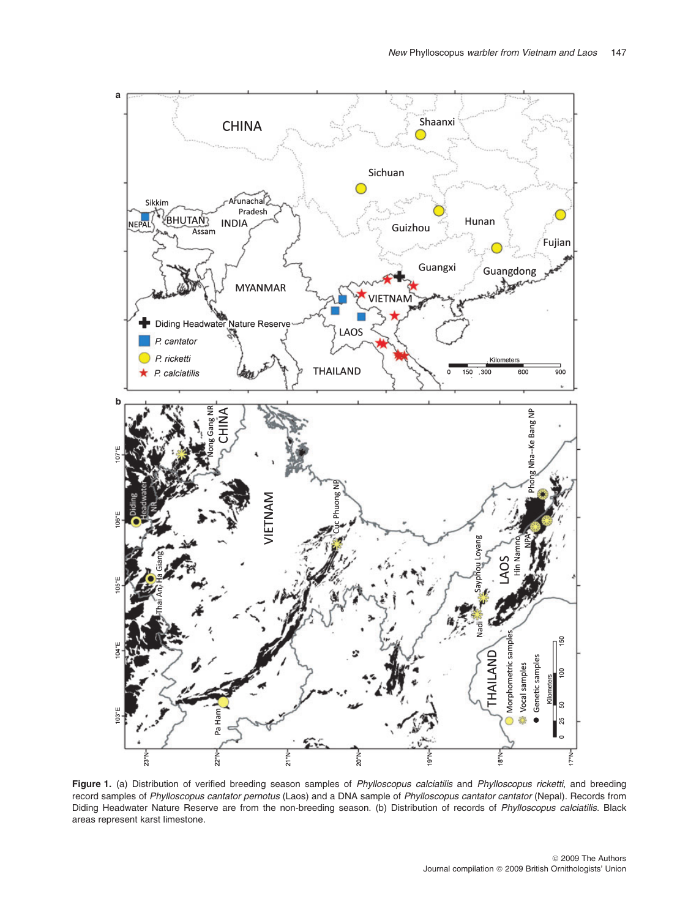**Figure 1.** (a) Distribution of verified breeding season samples of *Phylloscopus calciatilis* and *Phylloscopus ricketti*, and breeding record samples of *Phylloscopus cantator pernotus* (Laos) and a DNA sample of *Phylloscopus cantator cantator* (Nepal). Records from Diding Headwater Nature Reserve are from the non-breeding season. (b) Distribution of records of *Phylloscopus calciatilis*. Black areas represent karst limestone.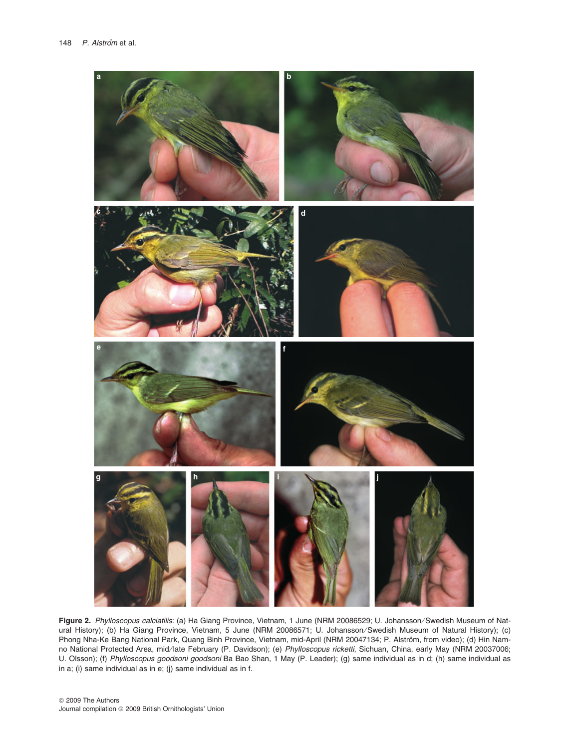**Figure 2.** *Phylloscopus calciatilis*: (a) Ha Giang Province, Vietnam, 1 June (NRM 20086529; U. Johansson/Swedish Museum of Natural History); (b) Ha Giang Province, Vietnam, 5 June (NRM 20086571; U. Johansson/Swedish Museum of Natural History); (c) Phong Nha-Ke Bang National Park, Quang Binh Province, Vietnam, mid-April (NRM 20047134; P. Alström, from video); (d) Hin Namno National Protected Area, mid/late February (P. Davidson); (e) *Phylloscopus ricketti*, Sichuan, China, early May (NRM 20037006; U. Olsson); (f) *Phylloscopus goodsoni goodsoni* Ba Bao Shan, 1 May (P. Leader); (g) same individual as in d; (h) same individual as in a; (i) same individual as in e; (j) same individual as in f.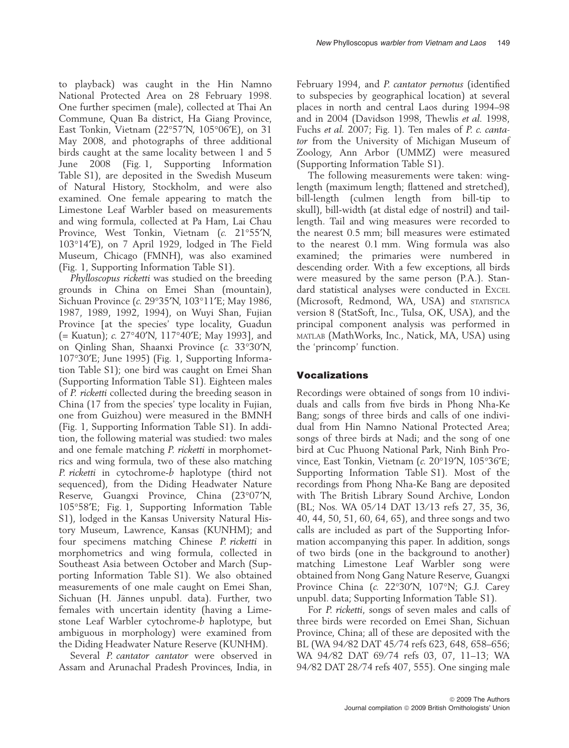to playback) was caught in the Hin Namno National Protected Area on 28 February 1998. One further specimen (male), collected at Thai An Commune, Quan Ba district, Ha Giang Province, East Tonkin, Vietnam (22°57′N, 105°06′E), on 31 May 2008, and photographs of three additional birds caught at the same locality between 1 and 5 June 2008 (Fig. 1, Supporting Information Table S1), are deposited in the Swedish Museum of Natural History, Stockholm, and were also examined. One female appearing to match the Limestone Leaf Warbler based on measurements and wing formula, collected at Pa Ham, Lai Chau Province, West Tonkin, Vietnam (*c.* 21°55′N, 103°14′E), on 7 April 1929, lodged in The Field Museum, Chicago (FMNH), was also examined (Fig. 1, Supporting Information Table S1).

*Phylloscopus ricketti* was studied on the breeding grounds in China on Emei Shan (mountain), Sichuan Province (*c.* 29°35′N, 103°11′E; May 1986, 1987, 1989, 1992, 1994), on Wuyi Shan, Fujian Province [at the species' type locality, Guadun (= Kuatun); *c.* 27°40′N, 117°40′E; May 1993], and on Qinling Shan, Shaanxi Province (*c.* 33°30′N, 107°30′E; June 1995) (Fig. 1, Supporting Information Table S1); one bird was caught on Emei Shan (Supporting Information Table S1). Eighteen males of *P. ricketti* collected during the breeding season in China (17 from the species' type locality in Fujian, one from Guizhou) were measured in the BMNH (Fig. 1, Supporting Information Table S1). In addition, the following material was studied: two males and one female matching *P. ricketti* in morphometrics and wing formula, two of these also matching *P. ricketti* in cytochrome-*b* haplotype (third not sequenced), from the Diding Headwater Nature Reserve, Guangxi Province, China (23°07′N, 105°58′E; Fig. 1, Supporting Information Table S1), lodged in the Kansas University Natural History Museum, Lawrence, Kansas (KUNHM); and four specimens matching Chinese *P. ricketti* in morphometrics and wing formula, collected in Southeast Asia between October and March (Supporting Information Table S1). We also obtained measurements of one male caught on Emei Shan, Sichuan (H. Jännes unpubl. data). Further, two females with uncertain identity (having a Limestone Leaf Warbler cytochrome-*b* haplotype, but ambiguous in morphology) were examined from the Diding Headwater Nature Reserve (KUNHM).

Several *P. cantator cantator* were observed in Assam and Arunachal Pradesh Provinces, India, in February 1994, and *P. cantator pernotus* (identified to subspecies by geographical location) at several places in north and central Laos during 1994–98 and in 2004 (Davidson 1998, Thewlis *et al.* 1998, Fuchs *et al.* 2007; Fig. 1). Ten males of *P. c. cantator* from the University of Michigan Museum of Zoology, Ann Arbor (UMMZ) were measured (Supporting Information Table S1).

The following measurements were taken: wing-length (maximum length; flattened and stretched), bill-length (culmen length from bill-tip to skull), bill-width (at distal edge of nostril) and tail-length. Tail and wing measures were recorded to the nearest 0.5 mm; bill measures were estimated to the nearest 0.1 mm. Wing formula was also examined; the primaries were numbered in descending order. With a few exceptions, all birds were measured by the same person (P.A.). Standard statistical analyses were conducted in EXCEL (Microsoft, Redmond, WA, USA) and STATISTICA version 8 (StatSoft, Inc., Tulsa, OK, USA), and the principal component analysis was performed in MATLAB (MathWorks, Inc., Natick, MA, USA) using the 'princomp' function.

## Vocalizations

Recordings were obtained of songs from 10 individuals and calls from five birds in Phong Nha-Ke Bang; songs of three birds and calls of one individual from Hin Namno National Protected Area; songs of three birds at Nadi; and the song of one bird at Cuc Phuong National Park, Ninh Binh Province, East Tonkin, Vietnam (*c.* 20°19′N, 105°36′E; Supporting Information Table S1). Most of the recordings from Phong Nha-Ke Bang are deposited with The British Library Sound Archive, London (BL; Nos. WA 05/14 DAT 13/13 refs 27, 35, 36, 40, 44, 50, 51, 60, 64, 65), and three songs and two calls are included as part of the Supporting Information accompanying this paper. In addition, songs of two birds (one in the background to another) matching Limestone Leaf Warbler song were obtained from Nong Gang Nature Reserve, Guangxi Province China (*c.* 22°30′N, 107°N; G.J. Carey unpubl. data; Supporting Information Table S1).

For *P. ricketti*, songs of seven males and calls of three birds were recorded on Emei Shan, Sichuan Province, China; all of these are deposited with the BL (WA 94/82 DAT 45/74 refs 623, 648, 658–656; WA 94/82 DAT 69/74 refs 03, 07, 11–13; WA 94/82 DAT 28/74 refs 407, 555). One singing male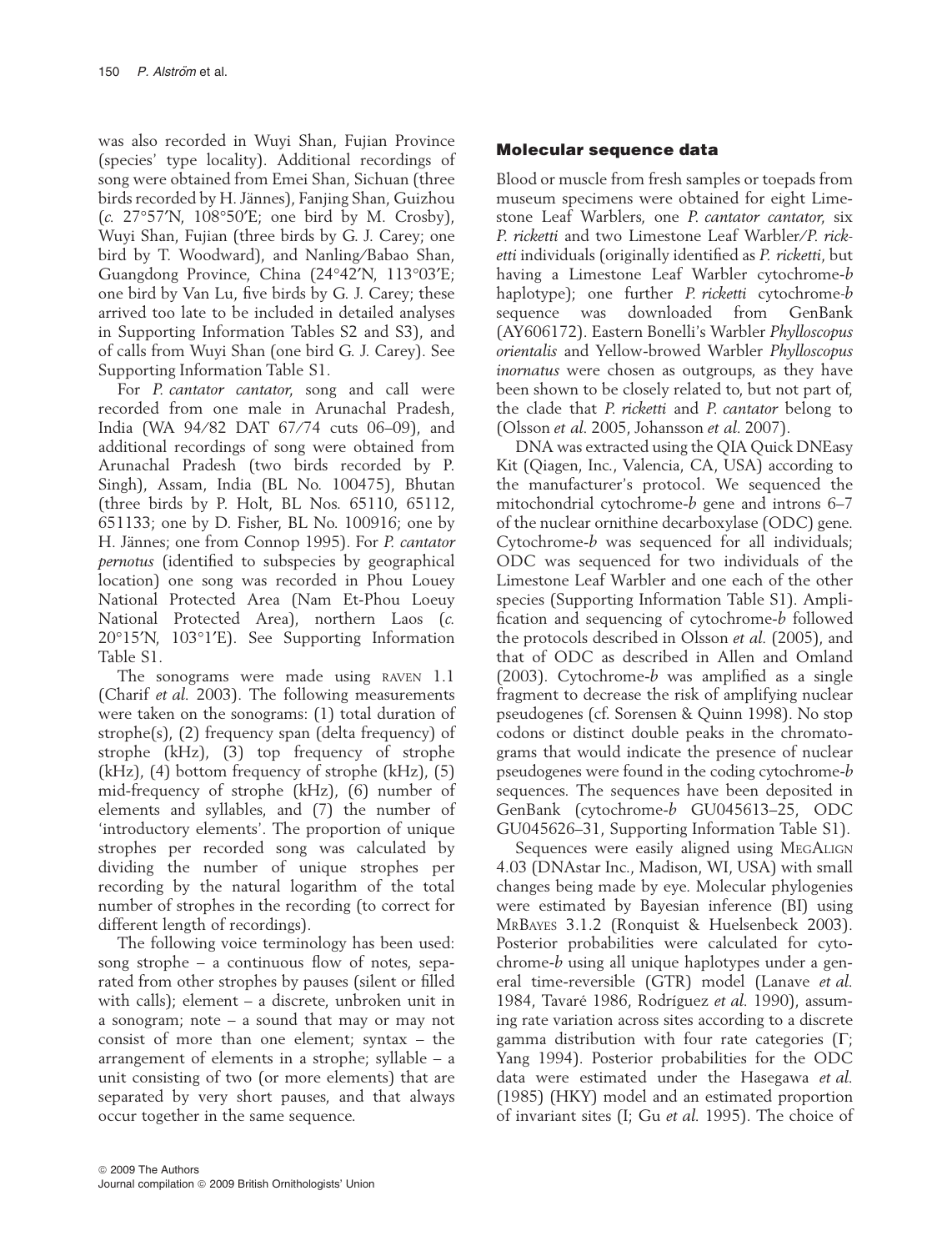was also recorded in Wuyi Shan, Fujian Province (species' type locality). Additional recordings of song were obtained from Emei Shan, Sichuan (three birds recorded by H. Jännes), Fanjing Shan, Guizhou (*c.* 27°57′N, 108°50′E; one bird by M. Crosby), Wuyi Shan, Fujian (three birds by G. J. Carey; one bird by T. Woodward), and Nanling/Babao Shan, Guangdong Province, China (24°42′N, 113°03′E; one bird by Van Lu, five birds by G. J. Carey; these arrived too late to be included in detailed analyses in Supporting Information Tables S2 and S3), and of calls from Wuyi Shan (one bird G. J. Carey). See Supporting Information Table S1.

For *P. cantator cantator*, song and call were recorded from one male in Arunachal Pradesh, India (WA 94/82 DAT 67/74 cuts 06–09), and additional recordings of song were obtained from Arunachal Pradesh (two birds recorded by P. Singh), Assam, India (BL No. 100475), Bhutan (three birds by P. Holt, BL Nos. 65110, 65112, 651133; one by D. Fisher, BL No. 100916; one by H. Jännes; one from Connop 1995). For *P. cantator pernotus* (identified to subspecies by geographical location) one song was recorded in Phou Louey National Protected Area (Nam Et-Phou Loeuy National Protected Area), northern Laos (*c.* 20°15′N, 103°1′E). See Supporting Information Table S1.

The sonograms were made using RAVEN 1.1 (Charif *et al.* 2003). The following measurements were taken on the sonograms: (1) total duration of strophe(s), (2) frequency span (delta frequency) of strophe (kHz), (3) top frequency of strophe (kHz), (4) bottom frequency of strophe (kHz), (5) mid-frequency of strophe (kHz), (6) number of elements and syllables, and (7) the number of 'introductory elements'. The proportion of unique strophes per recorded song was calculated by dividing the number of unique strophes per recording by the natural logarithm of the total number of strophes in the recording (to correct for different length of recordings).

The following voice terminology has been used: song strophe – a continuous flow of notes, separated from other strophes by pauses (silent or filled with calls); element – a discrete, unbroken unit in a sonogram; note – a sound that may or may not consist of more than one element; syntax – the arrangement of elements in a strophe; syllable – a unit consisting of two (or more elements) that are separated by very short pauses, and that always occur together in the same sequence.

## Molecular sequence data

Blood or muscle from fresh samples or toepads from museum specimens were obtained for eight Limestone Leaf Warblers, one *P. cantator cantator*, six *P. ricketti* and two Limestone Leaf Warbler/*P. ricketti* individuals (originally identified as *P. ricketti*, but having a Limestone Leaf Warbler cytochrome-*b* haplotype); one further *P. ricketti* cytochrome-*b* sequence was downloaded from GenBank (AY606172). Eastern Bonelli's Warbler *Phylloscopus orientalis* and Yellow-browed Warbler *Phylloscopus inornatus* were chosen as outgroups, as they have been shown to be closely related to, but not part of, the clade that *P. ricketti* and *P. cantator* belong to (Olsson *et al.* 2005, Johansson *et al.* 2007).

DNA was extracted using the QIA Quick DNEasy Kit (Qiagen, Inc., Valencia, CA, USA) according to the manufacturer's protocol. We sequenced the mitochondrial cytochrome-*b* gene and introns 6–7 of the nuclear ornithine decarboxylase (ODC) gene. Cytochrome-*b* was sequenced for all individuals; ODC was sequenced for two individuals of the Limestone Leaf Warbler and one each of the other species (Supporting Information Table S1). Amplification and sequencing of cytochrome-*b* followed the protocols described in Olsson *et al.* (2005), and that of ODC as described in Allen and Omland (2003). Cytochrome-*b* was amplified as a single fragment to decrease the risk of amplifying nuclear pseudogenes (cf. Sorensen & Quinn 1998). No stop codons or distinct double peaks in the chromatograms that would indicate the presence of nuclear pseudogenes were found in the coding cytochrome-*b* sequences. The sequences have been deposited in GenBank (cytochrome-*b* GU045613–25, ODC GU045626–31, Supporting Information Table S1).

Sequences were easily aligned using MEGALIGN 4.03 (DNAstar Inc., Madison, WI, USA) with small changes being made by eye. Molecular phylogenies were estimated by Bayesian inference (BI) using MRBAYES 3.1.2 (Ronquist & Huelsenbeck 2003). Posterior probabilities were calculated for cytochrome-*b* using all unique haplotypes under a general time-reversible (GTR) model (Lanave *et al.* 1984, Tavaré 1986, Rodríguez *et al.* 1990), assuming rate variation across sites according to a discrete gamma distribution with four rate categories (Γ; Yang 1994). Posterior probabilities for the ODC data were estimated under the Hasegawa *et al.* (1985) (HKY) model and an estimated proportion of invariant sites (I; Gu *et al.* 1995). The choice of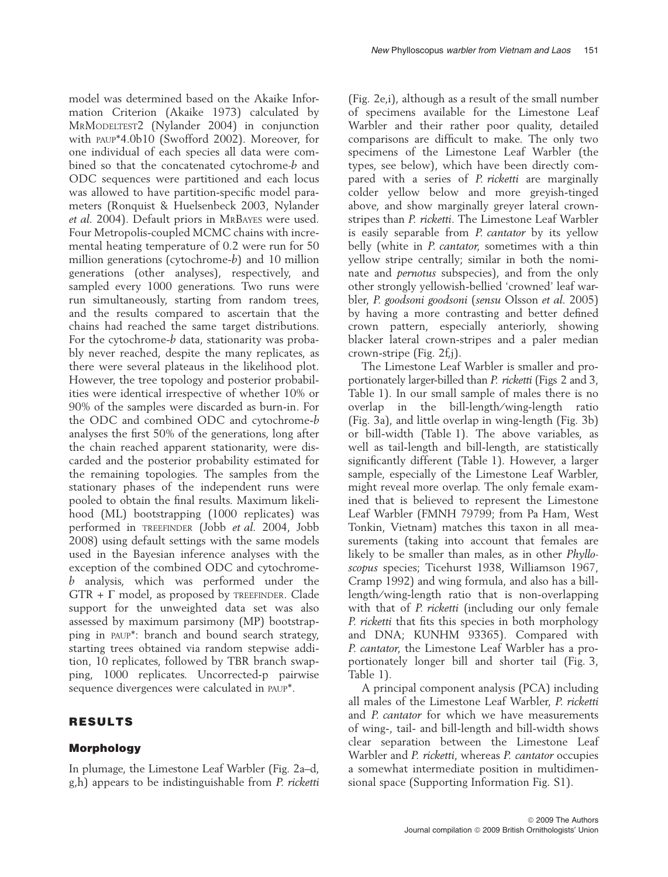model was determined based on the Akaike Information Criterion (Akaike 1973) calculated by MrModeltest2 (Nylander 2004) in conjunction with paup*4.0b10 (Swofford 2002). Moreover, for one individual of each species all data were combined so that the concatenated cytochrome-*b* and ODC sequences were partitioned and each locus was allowed to have partition-specific model parameters (Ronquist & Huelsenbeck 2003, Nylander *et al.* 2004). Default priors in MrBayes were used. Four Metropolis-coupled MCMC chains with incremental heating temperature of 0.2 were run for 50 million generations (cytochrome-*b*) and 10 million generations (other analyses), respectively, and sampled every 1000 generations. Two runs were run simultaneously, starting from random trees, and the results compared to ascertain that the chains had reached the same target distributions. For the cytochrome-*b* data, stationarity was probably never reached, despite the many replicates, as there were several plateaus in the likelihood plot. However, the tree topology and posterior probabilities were identical irrespective of whether 10% or 90% of the samples were discarded as burn-in. For the ODC and combined ODC and cytochrome-*b* analyses the first 50% of the generations, long after the chain reached apparent stationarity, were discarded and the posterior probability estimated for the remaining topologies. The samples from the stationary phases of the independent runs were pooled to obtain the final results. Maximum likelihood (ML) bootstrapping (1000 replicates) was performed in treefinder (Jobb *et al.* 2004, Jobb 2008) using default settings with the same models used in the Bayesian inference analyses with the exception of the combined ODC and cytochrome-*b* analysis, which was performed under the GTR + Γ model, as proposed by treefinder. Clade support for the unweighted data set was also assessed by maximum parsimony (MP) bootstrapping in paup*: branch and bound search strategy, starting trees obtained via random stepwise addition, 10 replicates, followed by TBR branch swapping, 1000 replicates. Uncorrected-p pairwise sequence divergences were calculated in paup*.

## RESULTS

### Morphology

In plumage, the Limestone Leaf Warbler (Fig. 2a–d, g,h) appears to be indistinguishable from *P. ricketti* (Fig. 2e,i), although as a result of the small number of specimens available for the Limestone Leaf Warbler and their rather poor quality, detailed comparisons are difficult to make. The only two specimens of the Limestone Leaf Warbler (the types, see below), which have been directly compared with a series of *P. ricketti* are marginally colder yellow below and more greyish-tinged above, and show marginally greyer lateral crown-stripes than *P. ricketti*. The Limestone Leaf Warbler is easily separable from *P. cantator* by its yellow belly (white in *P. cantator*, sometimes with a thin yellow stripe centrally; similar in both the nominate and *pernotus* subspecies), and from the only other strongly yellowish-bellied 'crowned' leaf warbler, *P. goodsoni goodsoni* (*sensu* Olsson *et al.* 2005) by having a more contrasting and better defined crown pattern, especially anteriorly, showing blacker lateral crown-stripes and a paler median crown-stripe (Fig. 2f,j).

The Limestone Leaf Warbler is smaller and proportionately larger-billed than *P. ricketti* (Figs 2 and 3, Table 1). In our small sample of males there is no overlap in the bill-length/wing-length ratio (Fig. 3a), and little overlap in wing-length (Fig. 3b) or bill-width (Table 1). The above variables, as well as tail-length and bill-length, are statistically significantly different (Table 1). However, a larger sample, especially of the Limestone Leaf Warbler, might reveal more overlap. The only female examined that is believed to represent the Limestone Leaf Warbler (FMNH 79799; from Pa Ham, West Tonkin, Vietnam) matches this taxon in all measurements (taking into account that females are likely to be smaller than males, as in other *Phylloscopus* species; Ticehurst 1938, Williamson 1967, Cramp 1992) and wing formula, and also has a bill-length/wing-length ratio that is non-overlapping with that of *P. ricketti* (including our only female *P. ricketti* that fits this species in both morphology and DNA; KUNHM 93365). Compared with *P. cantator*, the Limestone Leaf Warbler has a proportionately longer bill and shorter tail (Fig. 3, Table 1).

A principal component analysis (PCA) including all males of the Limestone Leaf Warbler, *P. ricketti* and *P. cantator* for which we have measurements of wing-, tail- and bill-length and bill-width shows clear separation between the Limestone Leaf Warbler and *P. ricketti*, whereas *P. cantator* occupies a somewhat intermediate position in multidimensional space (Supporting Information Fig. S1).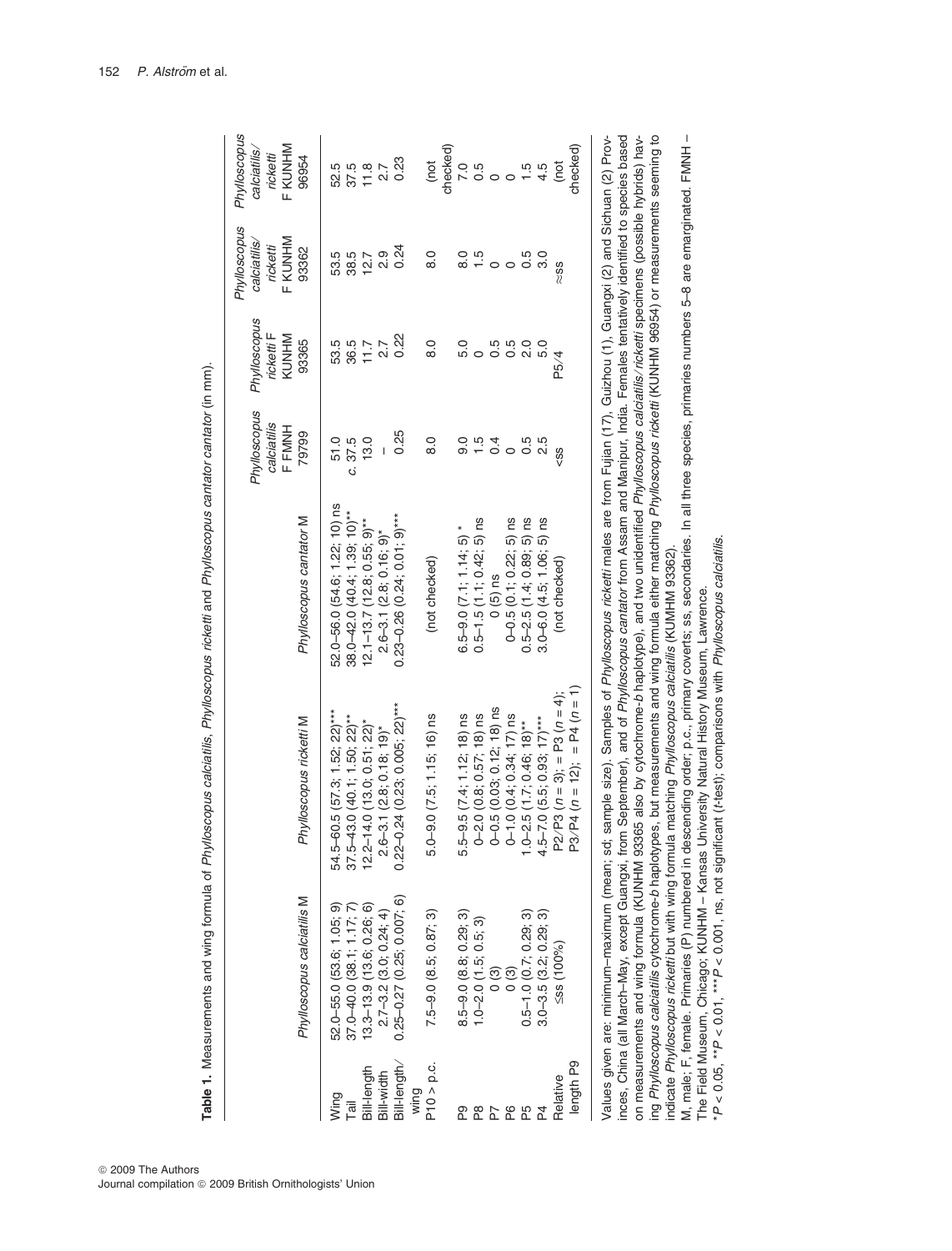**Table 1.** Measurements and wing formula of *Phylloscopus calciatilis*, *Phylloscopus ricketti* and *Phylloscopus cantator cantator* (in mm).

| | *Phylloscopus calciatilis* M | *Phylloscopus ricketti* M | *Phylloscopus cantator* M | *Phylloscopus calciatilis* F FMNH 79799 | *Phylloscopus ricketti* F KUNHM 93365 | *Phylloscopus calciatilis/ricketti* F KUNHM 93362 | *Phylloscopus calciatilis/ricketti* F KUNHM 96954 |
|---|---|---|---|---|---|---|---|
| Wing | 52.0–55.0 (53.6; 1.05; 9) | 54.5–60.5 (57.3; 1.52; 22)*** | 52.0–56.0 (54.6; 1.22; 10) ns | 51.0 | 53.5 | 53.5 | 52.5 |
| Tail | 37.0–40.0 (38.1; 1.17; 7) | 37.5–43.0 (40.1; 1.50; 22)** | 38.0–42.0 (40.4; 1.39; 10)** | c. 37.5 | 36.5 | 38.5 | 37.5 |
| Bill-length | 13.3–13.9 (13.6; 0.26; 6) | 12.2–14.0 (13.0; 0.51; 22)* | 12.1–13.7 (12.8; 0.55; 9)** | 13.0 | 11.7 | 12.7 | 11.8 |
| Bill-width | 2.7–3.2 (3.0; 0.24; 4) | 2.6–3.1 (2.8; 0.18; 19)* | 2.6–3.1 (2.8; 0.16; 9)* | – | 2.7 | 2.9 | 2.7 |
| Bill-length/wing | 0.25–0.27 (0.25; 0.007; 6) | 0.22–0.24 (0.23; 0.005; 22)*** | 0.23–0.26 (0.24; 0.01; 9)*** | 0.25 | 0.22 | 0.24 | 0.23 |
| P10 > p.c. | 7.5–9.0 (8.5; 0.87; 3) | 5.0–9.0 (7.5; 1.15; 16) ns | (not checked) | 8.0 | 8.0 | 8.0 | (not checked) |
| P9 | 8.5–9.0 (8.8; 0.29; 3) | 5.5–9.5 (7.4; 1.12; 18) ns | 6.5–9.0 (7.1; 1.14; 5) * | 9.0 | 5.0 | 8.0 | 7.0 |
| P8 | 1.0–2.0 (1.5; 0.5; 3) | 0–2.0 (0.8; 0.57; 18) ns | 0.5–1.5 (1.1; 0.42; 5) ns | 1.5 | 0 | 1.5 | 0.5 |
| P7 | 0 (3) | 0–0.5 (0.03; 0.12; 18) ns | 0 (5) ns | 0.4 | 0.5 | 0 | 0 |
| P6 | 0 (3) | 0–1.0 (0.4; 0.34; 17) ns | 0–0.5 (0.1; 0.22; 5) ns | 0 | 0.5 | 0 | 0 |
| P5 | 0.5–1.0 (0.7; 0.29; 3) | 1.0–2.5 (1.7; 0.46; 18)** | 0.5–2.5 (1.4; 0.89; 5) ns | 0.5 | 2.0 | 0.5 | 1.5 |
| P4 | 3.0–3.5 (3.2; 0.29; 3) | 4.5–7.0 (5.5; 0.93; 17)*** | 3.0–6.0 (4.5; 1.06; 5) ns | 2.5 | 5.0 | 3.0 | 4.5 |
| Relative length P9 | ≤ss (100%) | P2/P3 (n = 3); = P3 (n = 4); P3/P4 (n = 12); = P4 (n = 1) | (not checked) | <ss | P5/4 | ≈ss | (not checked) |

Values given are: minimum–maximum (mean; sd; sample size). Samples of *Phylloscopus ricketti* males are from Fujian (17), Guizhou (1), Guangxi (2) and Sichuan (2) Provinces, China (all March–May, except Guangxi, from September), and of *Phylloscopus cantator* from Assam and Manipur, India. Females tentatively identified to species based on measurements and wing formula (KUNHM 93365 also by cytochrome-*b* haplotype), and two unidentified *Phylloscopus calciatilis/ricketti* specimens (possible hybrids) having *Phylloscopus calciatilis* cytochrome-*b* haplotypes, but measurements and wing formula either matching *Phylloscopus ricketti* (KUNHM 96954) or measurements seeming to indicate *Phylloscopus ricketti* but with wing formula matching *Phylloscopus calciatilis* (KUMHM 93362).

M, male; F, female. Primaries (P) numbered in descending order; p.c., primary coverts; ss, secondaries. In all three species, primaries numbers 5–8 are emarginated. FMNH – The Field Museum, Chicago; KUNHM – Kansas University Natural History Museum, Lawrence.

*$P < 0.05$, **$P < 0.01$, ***$P < 0.001$, ns, not significant (*t*-test); comparisons with *Phylloscopus calciatilis*.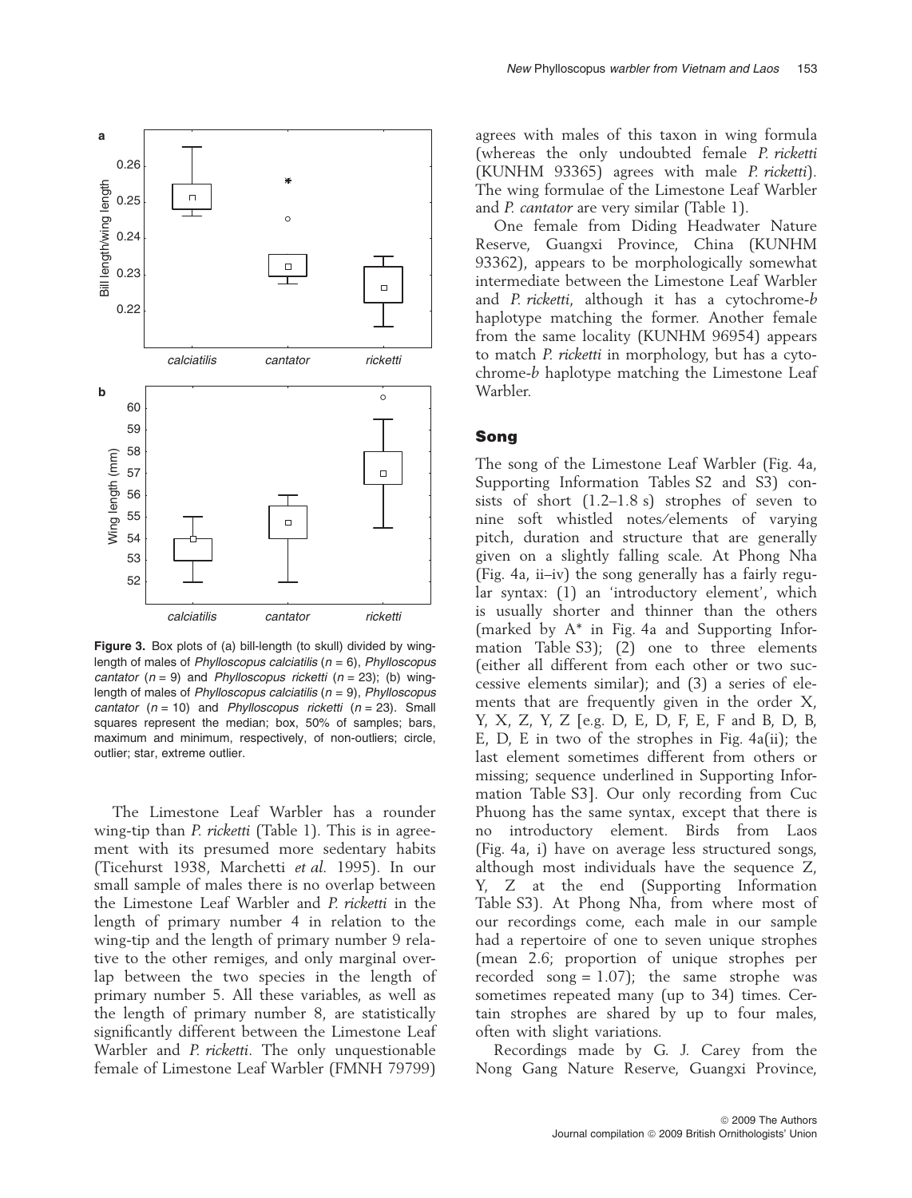**Figure 3.** Box plots of (a) bill-length (to skull) divided by wing-length of males of *Phylloscopus calciatilis* ($n = 6$), *Phylloscopus cantator* ($n = 9$) and *Phylloscopus ricketti* ($n = 23$); (b) wing-length of males of *Phylloscopus calciatilis* ($n = 9$), *Phylloscopus cantator* ($n = 10$) and *Phylloscopus ricketti* ($n = 23$). Small squares represent the median; box, 50% of samples; bars, maximum and minimum, respectively, of non-outliers; circle, outlier; star, extreme outlier.

The Limestone Leaf Warbler has a rounder wing-tip than *P. ricketti* (Table 1). This is in agreement with its presumed more sedentary habits (Ticehurst 1938, Marchetti *et al.* 1995). In our small sample of males there is no overlap between the Limestone Leaf Warbler and *P. ricketti* in the length of primary number 4 in relation to the wing-tip and the length of primary number 9 relative to the other remiges, and only marginal overlap between the two species in the length of primary number 5. All these variables, as well as the length of primary number 8, are statistically significantly different between the Limestone Leaf Warbler and *P. ricketti*. The only unquestionable female of Limestone Leaf Warbler (FMNH 79799) agrees with males of this taxon in wing formula (whereas the only undoubted female *P. ricketti* (KUNHM 93365) agrees with male *P. ricketti*). The wing formulae of the Limestone Leaf Warbler and *P. cantator* are very similar (Table 1).

One female from Diding Headwater Nature Reserve, Guangxi Province, China (KUNHM 93362), appears to be morphologically somewhat intermediate between the Limestone Leaf Warbler and *P. ricketti*, although it has a cytochrome-*b* haplotype matching the former. Another female from the same locality (KUNHM 96954) appears to match *P. ricketti* in morphology, but has a cytochrome-*b* haplotype matching the Limestone Leaf Warbler.

## Song

The song of the Limestone Leaf Warbler (Fig. 4a, Supporting Information Tables S2 and S3) consists of short (1.2–1.8 s) strophes of seven to nine soft whistled notes/elements of varying pitch, duration and structure that are generally given on a slightly falling scale. At Phong Nha (Fig. 4a, ii–iv) the song generally has a fairly regular syntax: (1) an 'introductory element', which is usually shorter and thinner than the others (marked by A* in Fig. 4a and Supporting Information Table S3); (2) one to three elements (either all different from each other or two successive elements similar); and (3) a series of elements that are frequently given in the order X, Y, X, Z, Y, Z [e.g. D, E, D, F, E, F and B, D, B, E, D, E in two of the strophes in Fig. 4a(ii); the last element sometimes different from others or missing; sequence underlined in Supporting Information Table S3]. Our only recording from Cuc Phuong has the same syntax, except that there is no introductory element. Birds from Laos (Fig. 4a, i) have on average less structured songs, although most individuals have the sequence Z, Y, Z at the end (Supporting Information Table S3). At Phong Nha, from where most of our recordings come, each male in our sample had a repertoire of one to seven unique strophes (mean 2.6; proportion of unique strophes per recorded song = 1.07); the same strophe was sometimes repeated many (up to 34) times. Certain strophes are shared by up to four males, often with slight variations.

Recordings made by G. J. Carey from the Nong Gang Nature Reserve, Guangxi Province,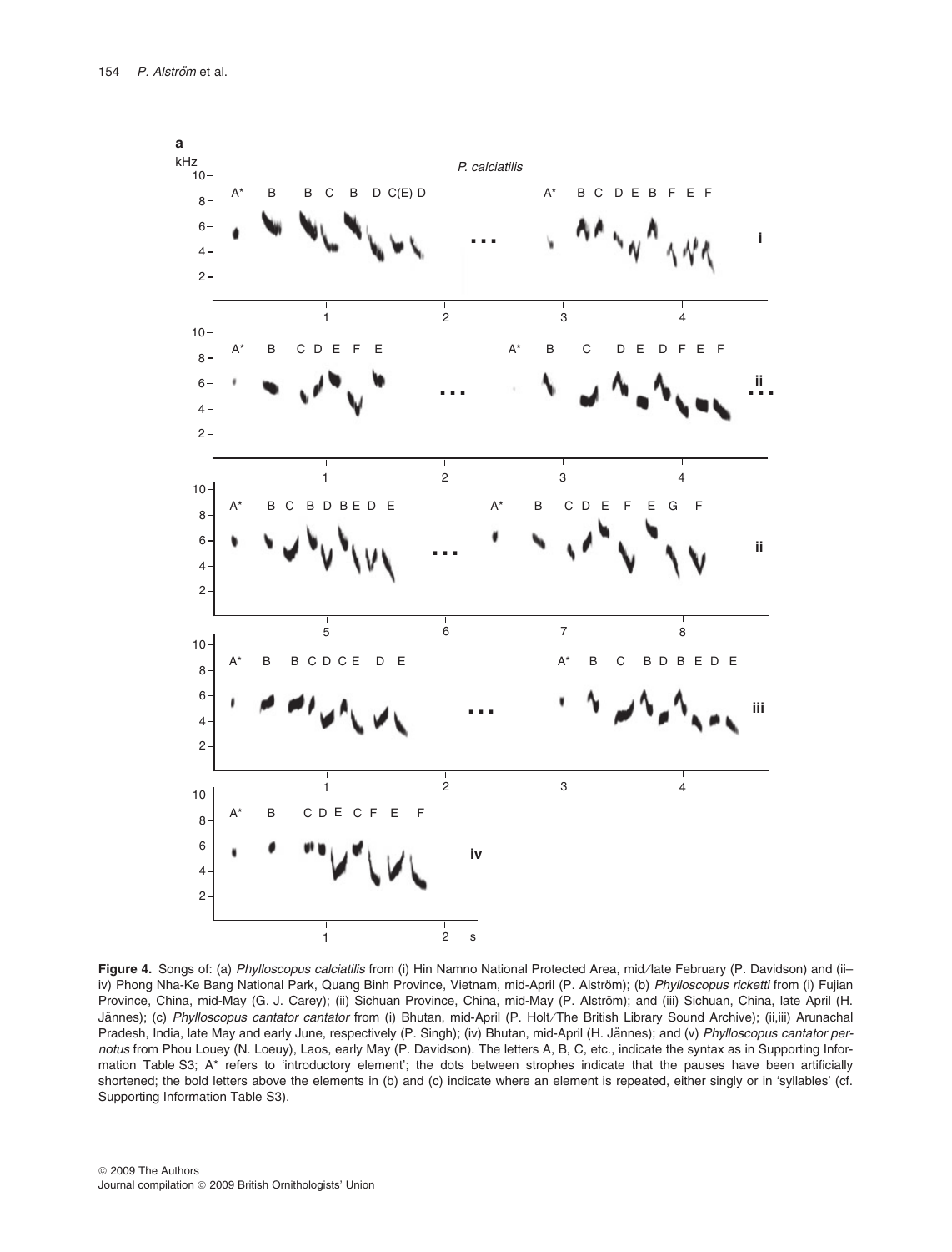**Figure 4.** Songs of: (a) *Phylloscopus calciatilis* from (i) Hin Namno National Protected Area, mid/late February (P. Davidson) and (ii–iv) Phong Nha-Ke Bang National Park, Quang Binh Province, Vietnam, mid-April (P. Alström); (b) *Phylloscopus ricketti* from (i) Fujian Province, China, mid-May (G. J. Carey); (ii) Sichuan Province, China, mid-May (P. Alström); and (iii) Sichuan, China, late April (H. Jännes); (c) *Phylloscopus cantator cantator* from (i) Bhutan, mid-April (P. Holt/The British Library Sound Archive); (ii,iii) Arunachal Pradesh, India, late May and early June, respectively (P. Singh); (iv) Bhutan, mid-April (H. Jännes); and (v) *Phylloscopus cantator pernotus* from Phou Louey (N. Loeuy), Laos, early May (P. Davidson). The letters A, B, C, etc., indicate the syntax as in Supporting Information Table S3; A* refers to 'introductory element'; the dots between strophes indicate that the pauses have been artificially shortened; the bold letters above the elements in (b) and (c) indicate where an element is repeated, either singly or in 'syllables' (cf. Supporting Information Table S3).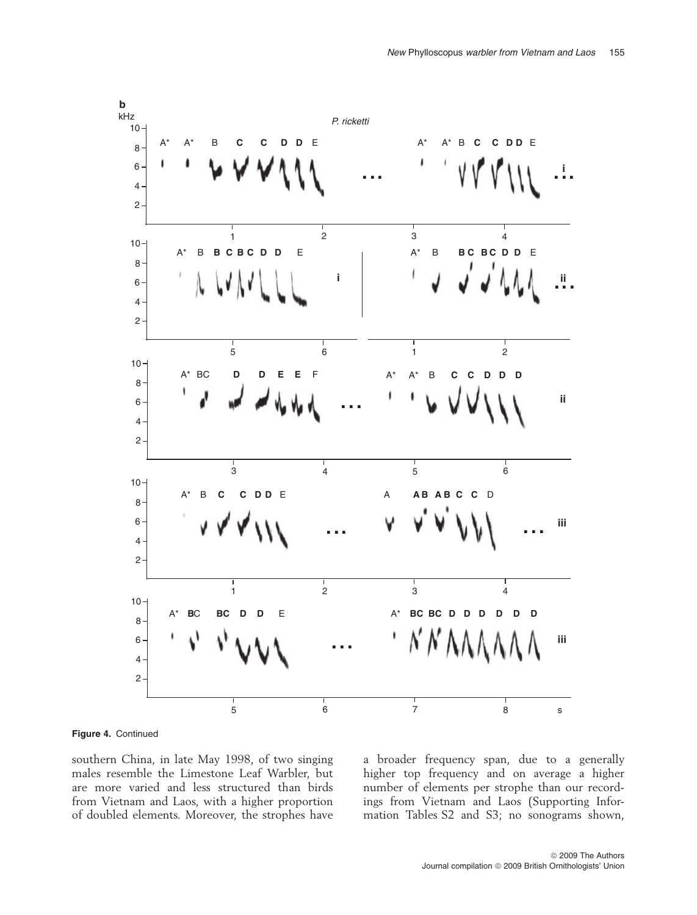**Figure 4.** Continued

southern China, in late May 1998, of two singing males resemble the Limestone Leaf Warbler, but are more varied and less structured than birds from Vietnam and Laos, with a higher proportion of doubled elements. Moreover, the strophes have a broader frequency span, due to a generally higher top frequency and on average a higher number of elements per strophe than our recordings from Vietnam and Laos (Supporting Information Tables S2 and S3; no sonograms shown,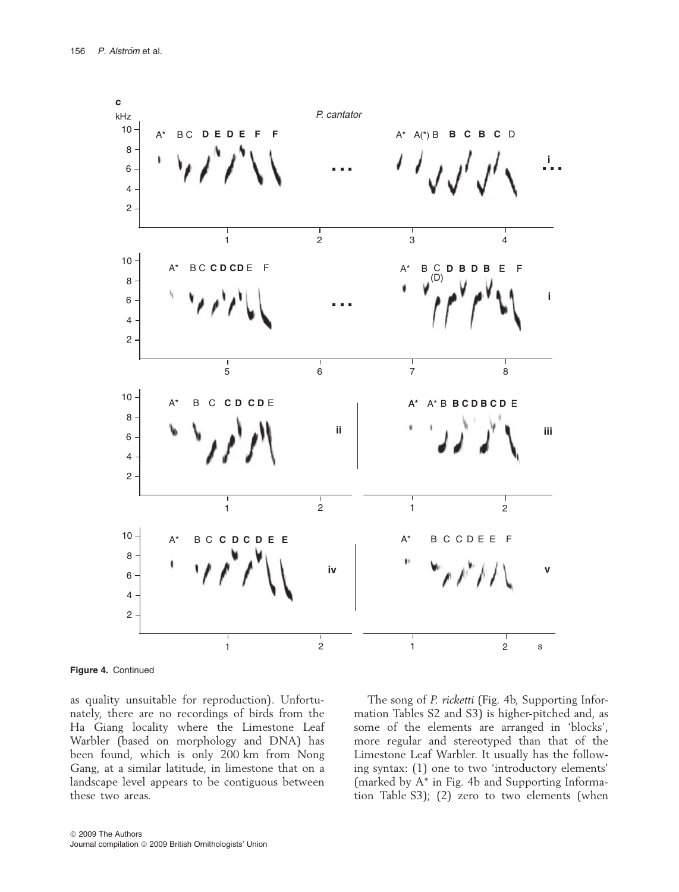**Figure 4.** Continued

as quality unsuitable for reproduction). Unfortunately, there are no recordings of birds from the Ha Giang locality where the Limestone Leaf Warbler (based on morphology and DNA) has been found, which is only 200 km from Nong Gang, at a similar latitude, in limestone that on a landscape level appears to be contiguous between these two areas.

The song of *P. ricketti* (Fig. 4b, Supporting Information Tables S2 and S3) is higher-pitched and, as some of the elements are arranged in 'blocks', more regular and stereotyped than that of the Limestone Leaf Warbler. It usually has the following syntax: (1) one to two 'introductory elements' (marked by A* in Fig. 4b and Supporting Information Table S3); (2) zero to two elements (when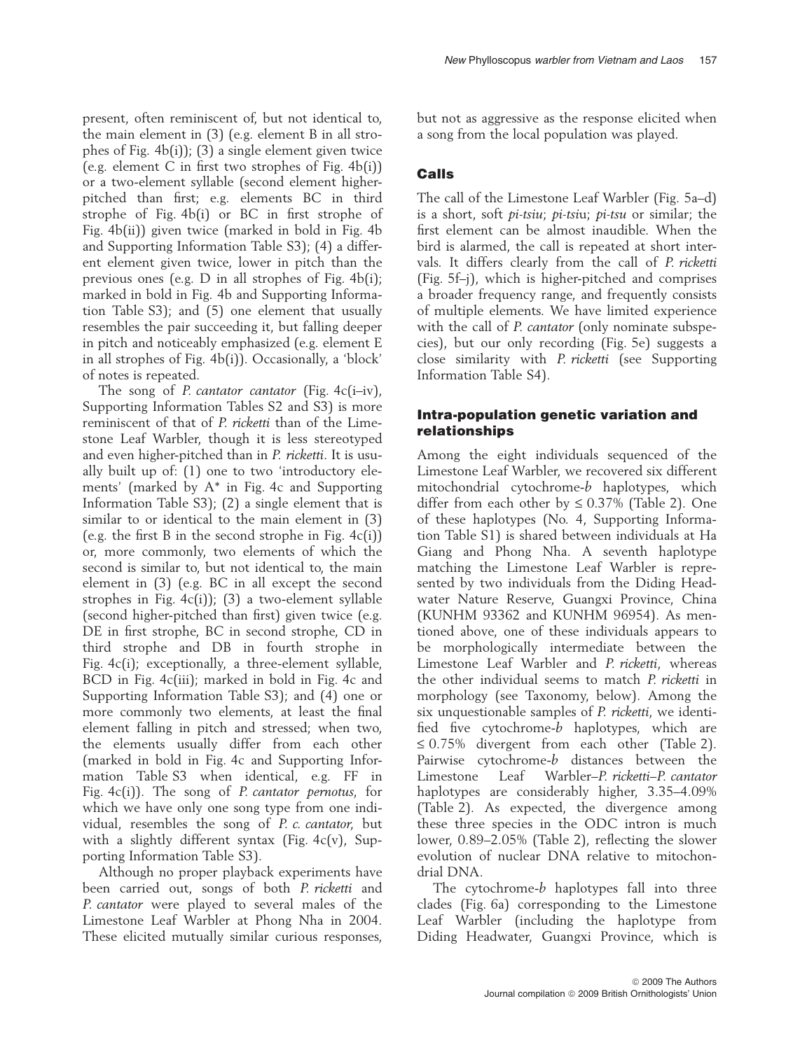present, often reminiscent of, but not identical to, the main element in (3) (e.g. element B in all strophes of Fig. 4b(i)); (3) a single element given twice (e.g. element C in first two strophes of Fig. 4b(i)) or a two-element syllable (second element higher-pitched than first; e.g. elements BC in third strophe of Fig. 4b(i) or BC in first strophe of Fig. 4b(ii)) given twice (marked in bold in Fig. 4b and Supporting Information Table S3); (4) a different element given twice, lower in pitch than the previous ones (e.g. D in all strophes of Fig. 4b(i); marked in bold in Fig. 4b and Supporting Information Table S3); and (5) one element that usually resembles the pair succeeding it, but falling deeper in pitch and noticeably emphasized (e.g. element E in all strophes of Fig. 4b(i)). Occasionally, a 'block' of notes is repeated.

The song of *P. cantator cantator* (Fig. 4c(i–iv), Supporting Information Tables S2 and S3) is more reminiscent of that of *P. ricketti* than of the Limestone Leaf Warbler, though it is less stereotyped and even higher-pitched than in *P. ricketti*. It is usually built up of: (1) one to two 'introductory elements' (marked by A* in Fig. 4c and Supporting Information Table S3); (2) a single element that is similar to or identical to the main element in (3) (e.g. the first B in the second strophe in Fig. 4c(i)) or, more commonly, two elements of which the second is similar to, but not identical to, the main element in (3) (e.g. BC in all except the second strophes in Fig. 4c(i)); (3) a two-element syllable (second higher-pitched than first) given twice (e.g. DE in first strophe, BC in second strophe, CD in third strophe and DB in fourth strophe in Fig. 4c(i); exceptionally, a three-element syllable, BCD in Fig. 4c(iii); marked in bold in Fig. 4c and Supporting Information Table S3); and (4) one or more commonly two elements, at least the final element falling in pitch and stressed; when two, the elements usually differ from each other (marked in bold in Fig. 4c and Supporting Information Table S3 when identical, e.g. FF in Fig. 4c(i)). The song of *P. cantator pernotus*, for which we have only one song type from one individual, resembles the song of *P. c. cantator*, but with a slightly different syntax (Fig. 4c(v), Supporting Information Table S3).

Although no proper playback experiments have been carried out, songs of both *P. ricketti* and *P. cantator* were played to several males of the Limestone Leaf Warbler at Phong Nha in 2004. These elicited mutually similar curious responses, but not as aggressive as the response elicited when a song from the local population was played.

## Calls

The call of the Limestone Leaf Warbler (Fig. 5a–d) is a short, soft *pi-tsiu*; *pi-tsi*u; *pi-tsu* or similar; the first element can be almost inaudible. When the bird is alarmed, the call is repeated at short intervals. It differs clearly from the call of *P. ricketti* (Fig. 5f–j), which is higher-pitched and comprises a broader frequency range, and frequently consists of multiple elements. We have limited experience with the call of *P. cantator* (only nominate subspecies), but our only recording (Fig. 5e) suggests a close similarity with *P. ricketti* (see Supporting Information Table S4).

## Intra-population genetic variation and relationships

Among the eight individuals sequenced of the Limestone Leaf Warbler, we recovered six different mitochondrial cytochrome-*b* haplotypes, which differ from each other by ≤ 0.37% (Table 2). One of these haplotypes (No. 4, Supporting Information Table S1) is shared between individuals at Ha Giang and Phong Nha. A seventh haplotype matching the Limestone Leaf Warbler is represented by two individuals from the Diding Headwater Nature Reserve, Guangxi Province, China (KUNHM 93362 and KUNHM 96954). As mentioned above, one of these individuals appears to be morphologically intermediate between the Limestone Leaf Warbler and *P. ricketti*, whereas the other individual seems to match *P. ricketti* in morphology (see Taxonomy, below). Among the six unquestionable samples of *P. ricketti*, we identified five cytochrome-*b* haplotypes, which are ≤ 0.75% divergent from each other (Table 2). Pairwise cytochrome-*b* distances between the Limestone Leaf Warbler–*P. ricketti*–*P. cantator* haplotypes are considerably higher, 3.35–4.09% (Table 2). As expected, the divergence among these three species in the ODC intron is much lower, 0.89–2.05% (Table 2), reflecting the slower evolution of nuclear DNA relative to mitochondrial DNA.

The cytochrome-*b* haplotypes fall into three clades (Fig. 6a) corresponding to the Limestone Leaf Warbler (including the haplotype from Diding Headwater, Guangxi Province, which is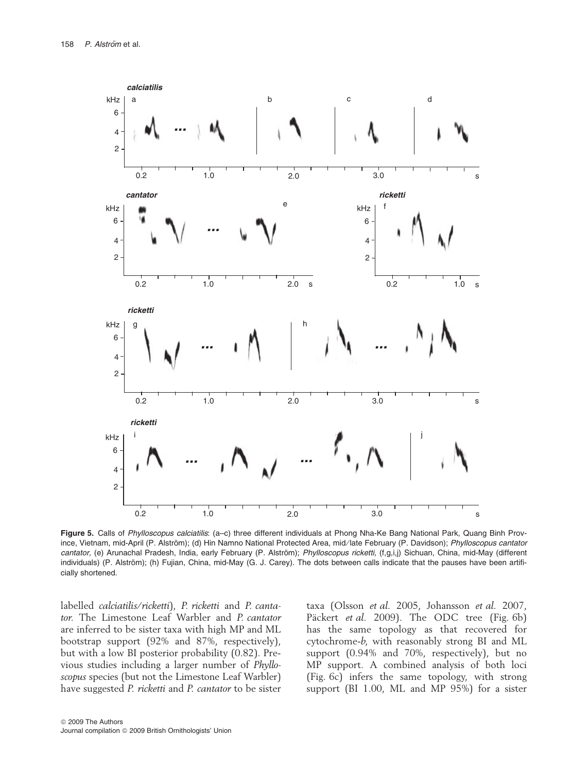**Figure 5.** Calls of *Phylloscopus calciatilis*: (a–c) three different individuals at Phong Nha-Ke Bang National Park, Quang Binh Province, Vietnam, mid-April (P. Alström); (d) Hin Namno National Protected Area, mid/late February (P. Davidson); *Phylloscopus cantator cantator*, (e) Arunachal Pradesh, India, early February (P. Alström); *Phylloscopus ricketti*, (f,g,i,j) Sichuan, China, mid-May (different individuals) (P. Alström); (h) Fujian, China, mid-May (G. J. Carey). The dots between calls indicate that the pauses have been artificially shortened.

labelled *calciatilis/ricketti*), *P. ricketti* and *P. cantator*. The Limestone Leaf Warbler and *P. cantator* are inferred to be sister taxa with high MP and ML bootstrap support (92% and 87%, respectively), but with a low BI posterior probability (0.82). Previous studies including a larger number of *Phylloscopus* species (but not the Limestone Leaf Warbler) have suggested *P. ricketti* and *P. cantator* to be sister taxa (Olsson *et al.* 2005, Johansson *et al.* 2007, Päckert *et al.* 2009). The ODC tree (Fig. 6b) has the same topology as that recovered for cytochrome-*b*, with reasonably strong BI and ML support (0.94% and 70%, respectively), but no MP support. A combined analysis of both loci (Fig. 6c) infers the same topology, with strong support (BI 1.00, ML and MP 95%) for a sister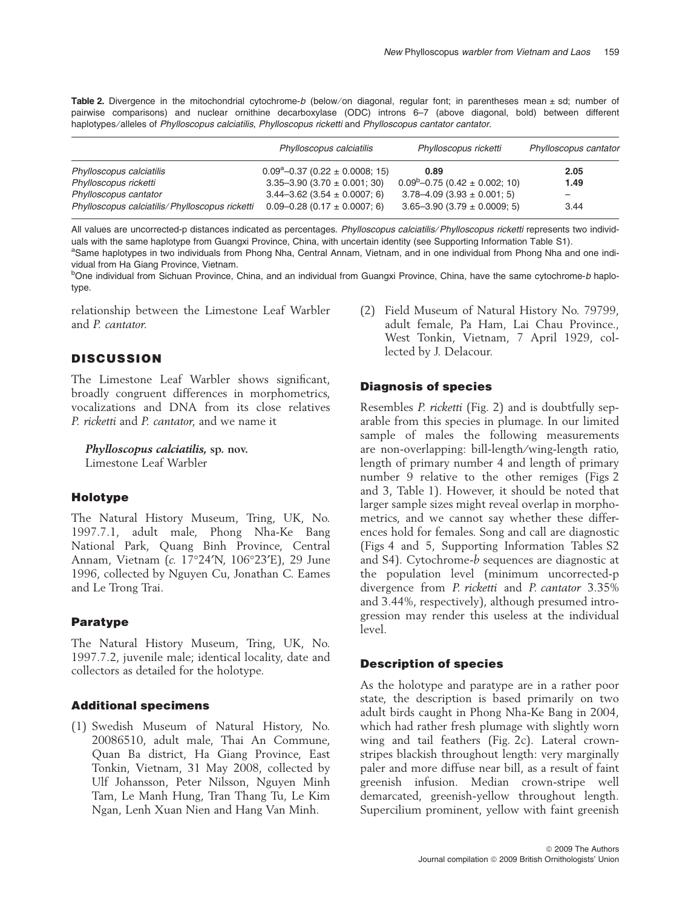**Table 2.** Divergence in the mitochondrial cytochrome-*b* (below/on diagonal, regular font; in parentheses mean ± sd; number of pairwise comparisons) and nuclear ornithine decarboxylase (ODC) introns 6–7 (above diagonal, bold) between different haplotypes/alleles of *Phylloscopus calciatilis*, *Phylloscopus ricketti* and *Phylloscopus cantator cantator*.

| | *Phylloscopus calciatilis* | *Phylloscopus ricketti* | *Phylloscopus cantator* |
|---|---|---|---|
| *Phylloscopus calciatilis* | 0.09[a]–0.37 (0.22 ± 0.0008; 15) | **0.89** | **2.05** |
| *Phylloscopus ricketti* | 3.35–3.90 (3.70 ± 0.001; 30) | 0.09[b]–0.75 (0.42 ± 0.002; 10) | **1.49** |
| *Phylloscopus cantator* | 3.44–3.62 (3.54 ± 0.0007; 6) | 3.78–4.09 (3.93 ± 0.001; 5) | – |
| *Phylloscopus calciatilis/Phylloscopus ricketti* | 0.09–0.28 (0.17 ± 0.0007; 6) | 3.65–3.90 (3.79 ± 0.0009; 5) | 3.44 |

All values are uncorrected-p distances indicated as percentages. *Phylloscopus calciatilis/Phylloscopus ricketti* represents two individuals with the same haplotype from Guangxi Province, China, with uncertain identity (see Supporting Information Table S1).
[a]Same haplotypes in two individuals from Phong Nha, Central Annam, Vietnam, and in one individual from Phong Nha and one individual from Ha Giang Province, Vietnam.
[b]One individual from Sichuan Province, China, and an individual from Guangxi Province, China, have the same cytochrome-*b* haplotype.

relationship between the Limestone Leaf Warbler and *P. cantator*.

## DISCUSSION

The Limestone Leaf Warbler shows significant, broadly congruent differences in morphometrics, vocalizations and DNA from its close relatives *P. ricketti* and *P. cantator*, and we name it

***Phylloscopus calciatilis*, sp. nov.**
Limestone Leaf Warbler

### Holotype

The Natural History Museum, Tring, UK, No. 1997.7.1, adult male, Phong Nha-Ke Bang National Park, Quang Binh Province, Central Annam, Vietnam (*c.* 17°24′N, 106°23′E), 29 June 1996, collected by Nguyen Cu, Jonathan C. Eames and Le Trong Trai.

### Paratype

The Natural History Museum, Tring, UK, No. 1997.7.2, juvenile male; identical locality, date and collectors as detailed for the holotype.

### Additional specimens

(1) Swedish Museum of Natural History, No. 20086510, adult male, Thai An Commune, Quan Ba district, Ha Giang Province, East Tonkin, Vietnam, 31 May 2008, collected by Ulf Johansson, Peter Nilsson, Nguyen Minh Tam, Le Manh Hung, Tran Thang Tu, Le Kim Ngan, Lenh Xuan Nien and Hang Van Minh.

(2) Field Museum of Natural History No. 79799, adult female, Pa Ham, Lai Chau Province., West Tonkin, Vietnam, 7 April 1929, collected by J. Delacour.

### Diagnosis of species

Resembles *P. ricketti* (Fig. 2) and is doubtfully separable from this species in plumage. In our limited sample of males the following measurements are non-overlapping: bill-length/wing-length ratio, length of primary number 4 and length of primary number 9 relative to the other remiges (Figs 2 and 3, Table 1). However, it should be noted that larger sample sizes might reveal overlap in morphometrics, and we cannot say whether these differences hold for females. Song and call are diagnostic (Figs 4 and 5, Supporting Information Tables S2 and S4). Cytochrome-*b* sequences are diagnostic at the population level (minimum uncorrected-p divergence from *P. ricketti* and *P. cantator* 3.35% and 3.44%, respectively), although presumed introgression may render this useless at the individual level.

### Description of species

As the holotype and paratype are in a rather poor state, the description is based primarily on two adult birds caught in Phong Nha-Ke Bang in 2004, which had rather fresh plumage with slightly worn wing and tail feathers (Fig. 2c). Lateral crown-stripes blackish throughout length: very marginally paler and more diffuse near bill, as a result of faint greenish infusion. Median crown-stripe well demarcated, greenish-yellow throughout length. Supercilium prominent, yellow with faint greenish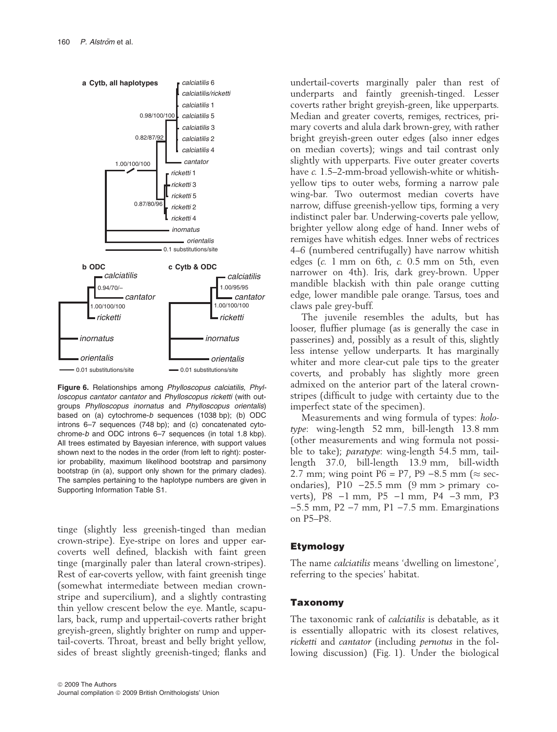**Figure 6.** Relationships among *Phylloscopus calciatilis*, *Phylloscopus cantator cantator* and *Phylloscopus ricketti* (with outgroups *Phylloscopus inornatus* and *Phylloscopus orientalis*) based on (a) cytochrome-*b* sequences (1038 bp); (b) ODC introns 6–7 sequences (748 bp); and (c) concatenated cytochrome-*b* and ODC introns 6–7 sequences (in total 1.8 kbp). All trees estimated by Bayesian inference, with support values shown next to the nodes in the order (from left to right): posterior probability, maximum likelihood bootstrap and parsimony bootstrap (in (a), support only shown for the primary clades). The samples pertaining to the haplotype numbers are given in Supporting Information Table S1.

tinge (slightly less greenish-tinged than median crown-stripe). Eye-stripe on lores and upper ear-coverts well defined, blackish with faint green tinge (marginally paler than lateral crown-stripes). Rest of ear-coverts yellow, with faint greenish tinge (somewhat intermediate between median crown-stripe and supercilium), and a slightly contrasting thin yellow crescent below the eye. Mantle, scapulars, back, rump and uppertail-coverts rather bright greyish-green, slightly brighter on rump and uppertail-coverts. Throat, breast and belly bright yellow, sides of breast slightly greenish-tinged; flanks and undertail-coverts marginally paler than rest of underparts and faintly greenish-tinged. Lesser coverts rather bright greyish-green, like upperparts. Median and greater coverts, remiges, rectrices, primary coverts and alula dark brown-grey, with rather bright greyish-green outer edges (also inner edges on median coverts); wings and tail contrast only slightly with upperparts. Five outer greater coverts have *c.* 1.5–2-mm-broad yellowish-white or whitish-yellow tips to outer webs, forming a narrow pale wing-bar. Two outermost median coverts have narrow, diffuse greenish-yellow tips, forming a very indistinct paler bar. Underwing-coverts pale yellow, brighter yellow along edge of hand. Inner webs of remiges have whitish edges. Inner webs of rectrices 4–6 (numbered centrifugally) have narrow whitish edges (*c.* 1 mm on 6th, *c.* 0.5 mm on 5th, even narrower on 4th). Iris, dark grey-brown. Upper mandible blackish with thin pale orange cutting edge, lower mandible pale orange. Tarsus, toes and claws pale grey-buff.

The juvenile resembles the adults, but has looser, fluffier plumage (as is generally the case in passerines) and, possibly as a result of this, slightly less intense yellow underparts. It has marginally whiter and more clear-cut pale tips to the greater coverts, and probably has slightly more green admixed on the anterior part of the lateral crown-stripes (difficult to judge with certainty due to the imperfect state of the specimen).

Measurements and wing formula of types: *holotype*: wing-length 52 mm, bill-length 13.8 mm (other measurements and wing formula not possible to take); *paratype*: wing-length 54.5 mm, tail-length 37.0, bill-length 13.9 mm, bill-width 2.7 mm; wing point P6 = P7, P9 −8.5 mm (≈ secondaries), P10 −25.5 mm (9 mm > primary coverts), P8 −1 mm, P5 −1 mm, P4 −3 mm, P3 −5.5 mm, P2 −7 mm, P1 −7.5 mm. Emarginations on P5–P8.

## Etymology

The name *calciatilis* means 'dwelling on limestone', referring to the species' habitat.

## Taxonomy

The taxonomic rank of *calciatilis* is debatable, as it is essentially allopatric with its closest relatives, *ricketti* and *cantator* (including *pernotus* in the following discussion) (Fig. 1). Under the biological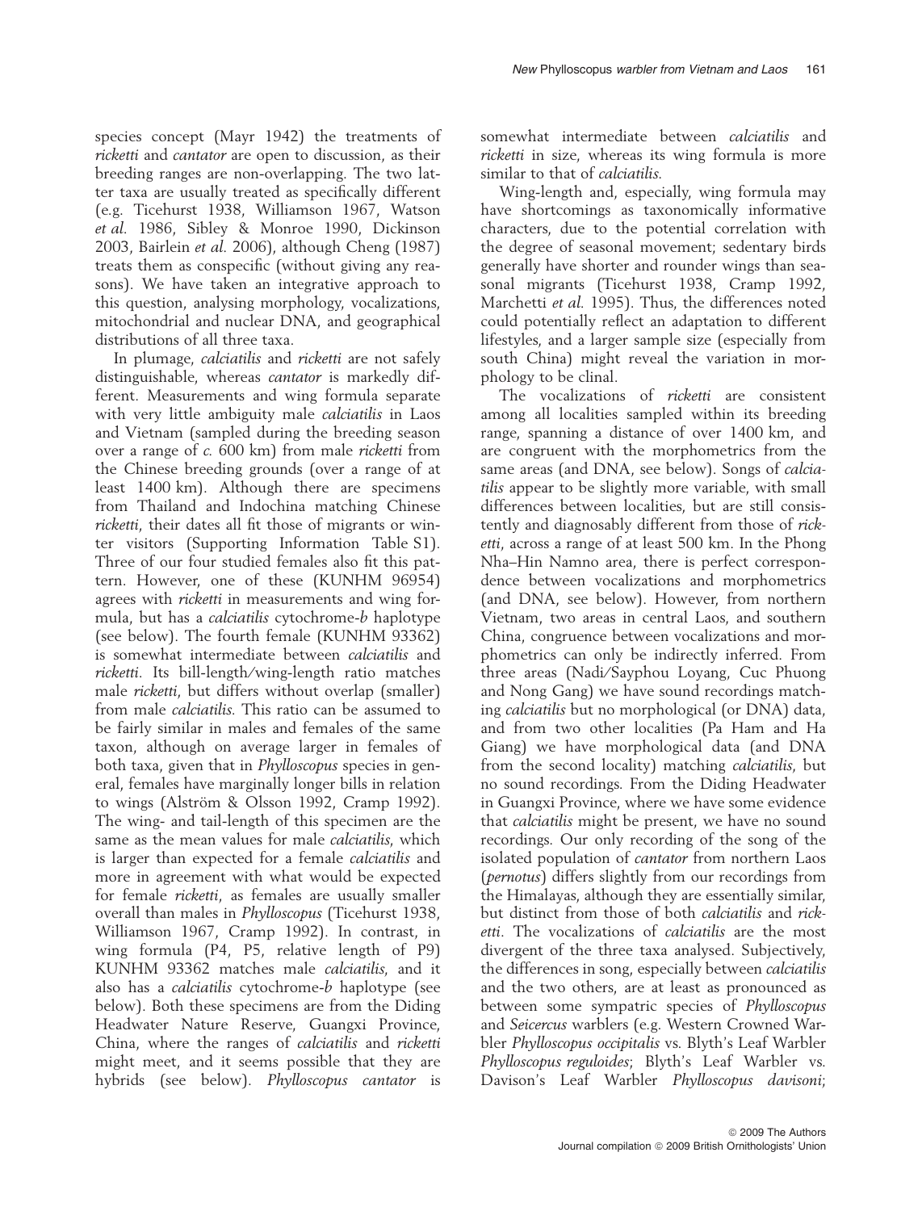species concept (Mayr 1942) the treatments of *ricketti* and *cantator* are open to discussion, as their breeding ranges are non-overlapping. The two latter taxa are usually treated as specifically different (e.g. Ticehurst 1938, Williamson 1967, Watson *et al.* 1986, Sibley & Monroe 1990, Dickinson 2003, Bairlein *et al.* 2006), although Cheng (1987) treats them as conspecific (without giving any reasons). We have taken an integrative approach to this question, analysing morphology, vocalizations, mitochondrial and nuclear DNA, and geographical distributions of all three taxa.

In plumage, *calciatilis* and *ricketti* are not safely distinguishable, whereas *cantator* is markedly different. Measurements and wing formula separate with very little ambiguity male *calciatilis* in Laos and Vietnam (sampled during the breeding season over a range of *c.* 600 km) from male *ricketti* from the Chinese breeding grounds (over a range of at least 1400 km). Although there are specimens from Thailand and Indochina matching Chinese *ricketti*, their dates all fit those of migrants or winter visitors (Supporting Information Table S1). Three of our four studied females also fit this pattern. However, one of these (KUNHM 96954) agrees with *ricketti* in measurements and wing formula, but has a *calciatilis* cytochrome-*b* haplotype (see below). The fourth female (KUNHM 93362) is somewhat intermediate between *calciatilis* and *ricketti*. Its bill-length/wing-length ratio matches male *ricketti*, but differs without overlap (smaller) from male *calciatilis*. This ratio can be assumed to be fairly similar in males and females of the same taxon, although on average larger in females of both taxa, given that in *Phylloscopus* species in general, females have marginally longer bills in relation to wings (Alström & Olsson 1992, Cramp 1992). The wing- and tail-length of this specimen are the same as the mean values for male *calciatilis*, which is larger than expected for a female *calciatilis* and more in agreement with what would be expected for female *ricketti*, as females are usually smaller overall than males in *Phylloscopus* (Ticehurst 1938, Williamson 1967, Cramp 1992). In contrast, in wing formula (P4, P5, relative length of P9) KUNHM 93362 matches male *calciatilis*, and it also has a *calciatilis* cytochrome-*b* haplotype (see below). Both these specimens are from the Diding Headwater Nature Reserve, Guangxi Province, China, where the ranges of *calciatilis* and *ricketti* might meet, and it seems possible that they are hybrids (see below). *Phylloscopus cantator* is somewhat intermediate between *calciatilis* and *ricketti* in size, whereas its wing formula is more similar to that of *calciatilis*.

Wing-length and, especially, wing formula may have shortcomings as taxonomically informative characters, due to the potential correlation with the degree of seasonal movement; sedentary birds generally have shorter and rounder wings than seasonal migrants (Ticehurst 1938, Cramp 1992, Marchetti *et al.* 1995). Thus, the differences noted could potentially reflect an adaptation to different lifestyles, and a larger sample size (especially from south China) might reveal the variation in morphology to be clinal.

The vocalizations of *ricketti* are consistent among all localities sampled within its breeding range, spanning a distance of over 1400 km, and are congruent with the morphometrics from the same areas (and DNA, see below). Songs of *calciatilis* appear to be slightly more variable, with small differences between localities, but are still consistently and diagnosably different from those of *ricketti*, across a range of at least 500 km. In the Phong Nha–Hin Namno area, there is perfect correspondence between vocalizations and morphometrics (and DNA, see below). However, from northern Vietnam, two areas in central Laos, and southern China, congruence between vocalizations and morphometrics can only be indirectly inferred. From three areas (Nadi/Sayphou Loyang, Cuc Phuong and Nong Gang) we have sound recordings matching *calciatilis* but no morphological (or DNA) data, and from two other localities (Pa Ham and Ha Giang) we have morphological data (and DNA from the second locality) matching *calciatilis*, but no sound recordings. From the Diding Headwater in Guangxi Province, where we have some evidence that *calciatilis* might be present, we have no sound recordings. Our only recording of the song of the isolated population of *cantator* from northern Laos (*pernotus*) differs slightly from our recordings from the Himalayas, although they are essentially similar, but distinct from those of both *calciatilis* and *ricketti*. The vocalizations of *calciatilis* are the most divergent of the three taxa analysed. Subjectively, the differences in song, especially between *calciatilis* and the two others, are at least as pronounced as between some sympatric species of *Phylloscopus* and *Seicercus* warblers (e.g. Western Crowned Warbler *Phylloscopus occipitalis* vs. Blyth's Leaf Warbler *Phylloscopus reguloides*; Blyth's Leaf Warbler vs. Davison's Leaf Warbler *Phylloscopus davisoni*;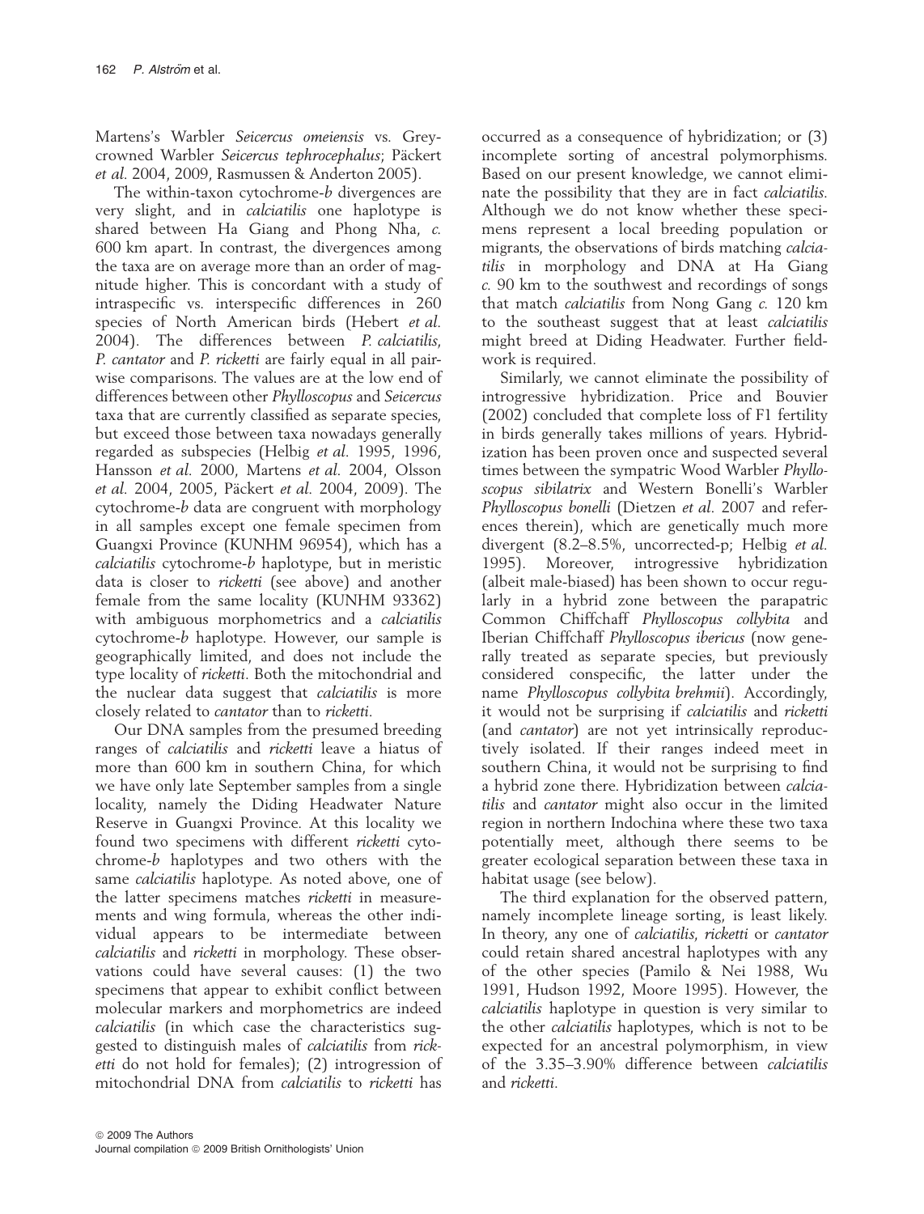Martens's Warbler *Seicercus omeiensis* vs. Grey-crowned Warbler *Seicercus tephrocephalus*; Päckert *et al.* 2004, 2009, Rasmussen & Anderton 2005).

The within-taxon cytochrome-*b* divergences are very slight, and in *calciatilis* one haplotype is shared between Ha Giang and Phong Nha, *c.* 600 km apart. In contrast, the divergences among the taxa are on average more than an order of magnitude higher. This is concordant with a study of intraspecific vs. interspecific differences in 260 species of North American birds (Hebert *et al.* 2004). The differences between *P. calciatilis*, *P. cantator* and *P. ricketti* are fairly equal in all pairwise comparisons. The values are at the low end of differences between other *Phylloscopus* and *Seicercus* taxa that are currently classified as separate species, but exceed those between taxa nowadays generally regarded as subspecies (Helbig *et al.* 1995, 1996, Hansson *et al.* 2000, Martens *et al.* 2004, Olsson *et al.* 2004, 2005, Päckert *et al.* 2004, 2009). The cytochrome-*b* data are congruent with morphology in all samples except one female specimen from Guangxi Province (KUNHM 96954), which has a *calciatilis* cytochrome-*b* haplotype, but in meristic data is closer to *ricketti* (see above) and another female from the same locality (KUNHM 93362) with ambiguous morphometrics and a *calciatilis* cytochrome-*b* haplotype. However, our sample is geographically limited, and does not include the type locality of *ricketti*. Both the mitochondrial and the nuclear data suggest that *calciatilis* is more closely related to *cantator* than to *ricketti*.

Our DNA samples from the presumed breeding ranges of *calciatilis* and *ricketti* leave a hiatus of more than 600 km in southern China, for which we have only late September samples from a single locality, namely the Diding Headwater Nature Reserve in Guangxi Province. At this locality we found two specimens with different *ricketti* cytochrome-*b* haplotypes and two others with the same *calciatilis* haplotype. As noted above, one of the latter specimens matches *ricketti* in measurements and wing formula, whereas the other individual appears to be intermediate between *calciatilis* and *ricketti* in morphology. These observations could have several causes: (1) the two specimens that appear to exhibit conflict between molecular markers and morphometrics are indeed *calciatilis* (in which case the characteristics suggested to distinguish males of *calciatilis* from *ricketti* do not hold for females); (2) introgression of mitochondrial DNA from *calciatilis* to *ricketti* has occurred as a consequence of hybridization; or (3) incomplete sorting of ancestral polymorphisms. Based on our present knowledge, we cannot eliminate the possibility that they are in fact *calciatilis*. Although we do not know whether these specimens represent a local breeding population or migrants, the observations of birds matching *calciatilis* in morphology and DNA at Ha Giang *c.* 90 km to the southwest and recordings of songs that match *calciatilis* from Nong Gang *c.* 120 km to the southeast suggest that at least *calciatilis* might breed at Diding Headwater. Further fieldwork is required.

Similarly, we cannot eliminate the possibility of introgressive hybridization. Price and Bouvier (2002) concluded that complete loss of F1 fertility in birds generally takes millions of years. Hybridization has been proven once and suspected several times between the sympatric Wood Warbler *Phylloscopus sibilatrix* and Western Bonelli's Warbler *Phylloscopus bonelli* (Dietzen *et al.* 2007 and references therein), which are genetically much more divergent (8.2–8.5%, uncorrected-p; Helbig *et al.* 1995). Moreover, introgressive hybridization (albeit male-biased) has been shown to occur regularly in a hybrid zone between the parapatric Common Chiffchaff *Phylloscopus collybita* and Iberian Chiffchaff *Phylloscopus ibericus* (now generally treated as separate species, but previously considered conspecific, the latter under the name *Phylloscopus collybita brehmii*). Accordingly, it would not be surprising if *calciatilis* and *ricketti* (and *cantator*) are not yet intrinsically reproductively isolated. If their ranges indeed meet in southern China, it would not be surprising to find a hybrid zone there. Hybridization between *calciatilis* and *cantator* might also occur in the limited region in northern Indochina where these two taxa potentially meet, although there seems to be greater ecological separation between these taxa in habitat usage (see below).

The third explanation for the observed pattern, namely incomplete lineage sorting, is least likely. In theory, any one of *calciatilis*, *ricketti* or *cantator* could retain shared ancestral haplotypes with any of the other species (Pamilo & Nei 1988, Wu 1991, Hudson 1992, Moore 1995). However, the *calciatilis* haplotype in question is very similar to the other *calciatilis* haplotypes, which is not to be expected for an ancestral polymorphism, in view of the 3.35–3.90% difference between *calciatilis* and *ricketti*.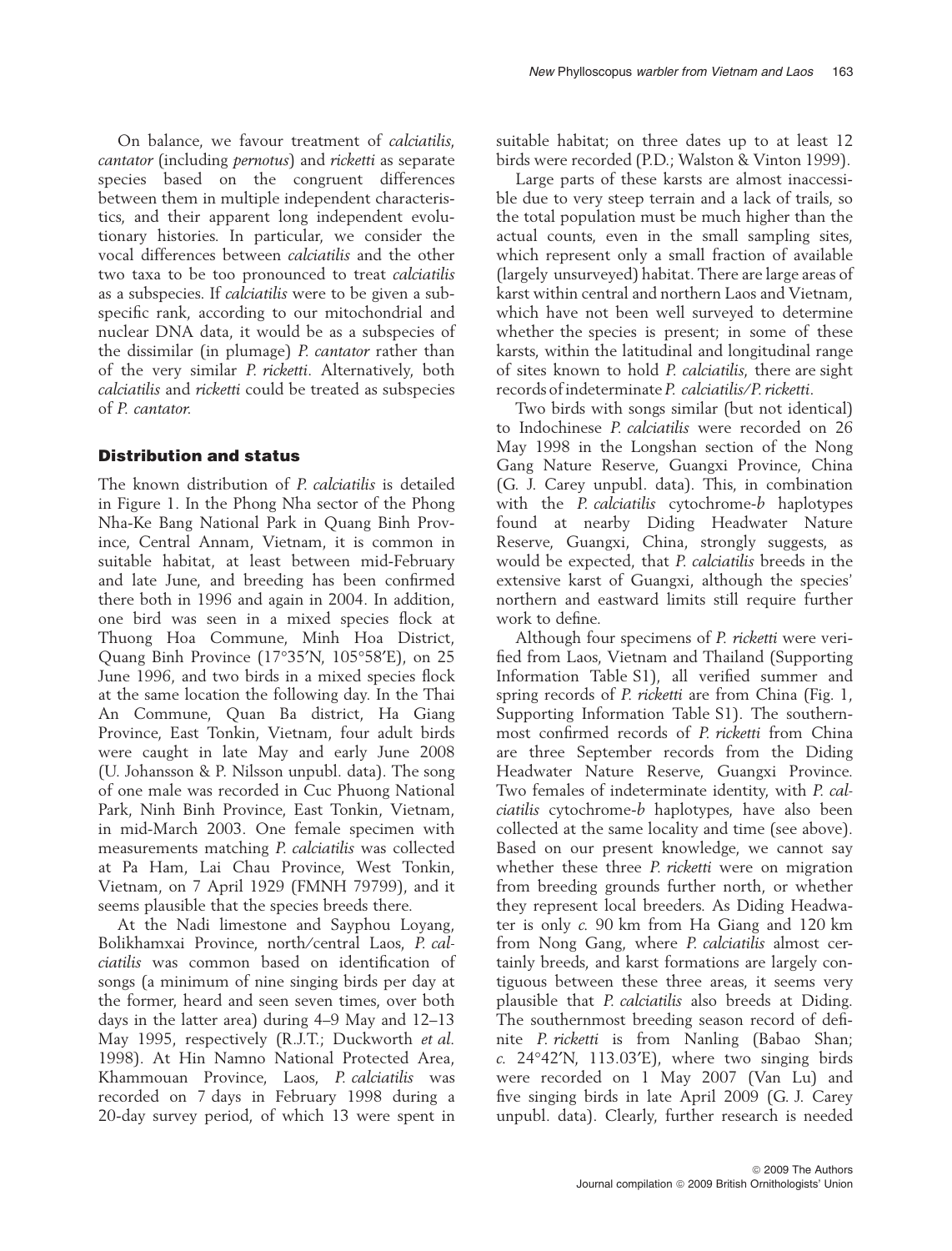On balance, we favour treatment of *calciatilis*, *cantator* (including *pernotus*) and *ricketti* as separate species based on the congruent differences between them in multiple independent characteristics, and their apparent long independent evolutionary histories. In particular, we consider the vocal differences between *calciatilis* and the other two taxa to be too pronounced to treat *calciatilis* as a subspecies. If *calciatilis* were to be given a subspecific rank, according to our mitochondrial and nuclear DNA data, it would be as a subspecies of the dissimilar (in plumage) *P. cantator* rather than of the very similar *P. ricketti*. Alternatively, both *calciatilis* and *ricketti* could be treated as subspecies of *P. cantator*.

## Distribution and status

The known distribution of *P. calciatilis* is detailed in Figure 1. In the Phong Nha sector of the Phong Nha-Ke Bang National Park in Quang Binh Province, Central Annam, Vietnam, it is common in suitable habitat, at least between mid-February and late June, and breeding has been confirmed there both in 1996 and again in 2004. In addition, one bird was seen in a mixed species flock at Thuong Hoa Commune, Minh Hoa District, Quang Binh Province (17°35′N, 105°58′E), on 25 June 1996, and two birds in a mixed species flock at the same location the following day. In the Thai An Commune, Quan Ba district, Ha Giang Province, East Tonkin, Vietnam, four adult birds were caught in late May and early June 2008 (U. Johansson & P. Nilsson unpubl. data). The song of one male was recorded in Cuc Phuong National Park, Ninh Binh Province, East Tonkin, Vietnam, in mid-March 2003. One female specimen with measurements matching *P. calciatilis* was collected at Pa Ham, Lai Chau Province, West Tonkin, Vietnam, on 7 April 1929 (FMNH 79799), and it seems plausible that the species breeds there.

At the Nadi limestone and Sayphou Loyang, Bolikhamxai Province, north/central Laos, *P. calciatilis* was common based on identification of songs (a minimum of nine singing birds per day at the former, heard and seen seven times, over both days in the latter area) during 4–9 May and 12–13 May 1995, respectively (R.J.T.; Duckworth *et al.* 1998). At Hin Namno National Protected Area, Khammouan Province, Laos, *P. calciatilis* was recorded on 7 days in February 1998 during a 20-day survey period, of which 13 were spent in suitable habitat; on three dates up to at least 12 birds were recorded (P.D.; Walston & Vinton 1999).

Large parts of these karsts are almost inaccessible due to very steep terrain and a lack of trails, so the total population must be much higher than the actual counts, even in the small sampling sites, which represent only a small fraction of available (largely unsurveyed) habitat. There are large areas of karst within central and northern Laos and Vietnam, which have not been well surveyed to determine whether the species is present; in some of these karsts, within the latitudinal and longitudinal range of sites known to hold *P. calciatilis*, there are sight records of indeterminate *P. calciatilis/P. ricketti*.

Two birds with songs similar (but not identical) to Indochinese *P. calciatilis* were recorded on 26 May 1998 in the Longshan section of the Nong Gang Nature Reserve, Guangxi Province, China (G. J. Carey unpubl. data). This, in combination with the *P. calciatilis* cytochrome-*b* haplotypes found at nearby Diding Headwater Nature Reserve, Guangxi, China, strongly suggests, as would be expected, that *P. calciatilis* breeds in the extensive karst of Guangxi, although the species' northern and eastward limits still require further work to define.

Although four specimens of *P. ricketti* were verified from Laos, Vietnam and Thailand (Supporting Information Table S1), all verified summer and spring records of *P. ricketti* are from China (Fig. 1, Supporting Information Table S1). The southernmost confirmed records of *P. ricketti* from China are three September records from the Diding Headwater Nature Reserve, Guangxi Province. Two females of indeterminate identity, with *P. calciatilis* cytochrome-*b* haplotypes, have also been collected at the same locality and time (see above). Based on our present knowledge, we cannot say whether these three *P. ricketti* were on migration from breeding grounds further north, or whether they represent local breeders. As Diding Headwater is only *c.* 90 km from Ha Giang and 120 km from Nong Gang, where *P. calciatilis* almost certainly breeds, and karst formations are largely contiguous between these three areas, it seems very plausible that *P. calciatilis* also breeds at Diding. The southernmost breeding season record of definite *P. ricketti* is from Nanling (Babao Shan; *c.* 24°42′N, 113.03′E), where two singing birds were recorded on 1 May 2007 (Van Lu) and five singing birds in late April 2009 (G. J. Carey unpubl. data). Clearly, further research is needed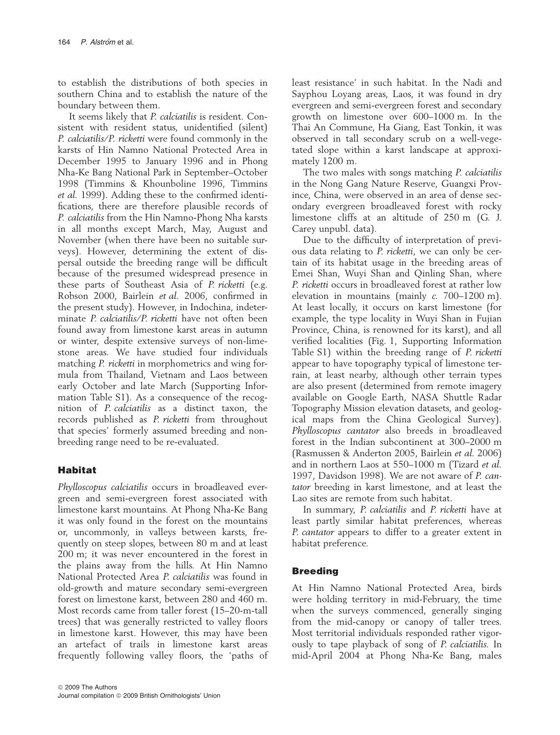to establish the distributions of both species in southern China and to establish the nature of the boundary between them.

It seems likely that *P. calciatilis* is resident. Consistent with resident status, unidentified (silent) *P. calciatilis/P. ricketti* were found commonly in the karsts of Hin Namno National Protected Area in December 1995 to January 1996 and in Phong Nha-Ke Bang National Park in September–October 1998 (Timmins & Khounboline 1996, Timmins *et al.* 1999). Adding these to the confirmed identifications, there are therefore plausible records of *P. calciatilis* from the Hin Namno-Phong Nha karsts in all months except March, May, August and November (when there have been no suitable surveys). However, determining the extent of dispersal outside the breeding range will be difficult because of the presumed widespread presence in these parts of Southeast Asia of *P. ricketti* (e.g. Robson 2000, Bairlein *et al.* 2006, confirmed in the present study). However, in Indochina, indeterminate *P. calciatilis/P. ricketti* have not often been found away from limestone karst areas in autumn or winter, despite extensive surveys of non-limestone areas. We have studied four individuals matching *P. ricketti* in morphometrics and wing formula from Thailand, Vietnam and Laos between early October and late March (Supporting Information Table S1). As a consequence of the recognition of *P. calciatilis* as a distinct taxon, the records published as *P. ricketti* from throughout that species' formerly assumed breeding and nonbreeding range need to be re-evaluated.

## Habitat

*Phylloscopus calciatilis* occurs in broadleaved evergreen and semi-evergreen forest associated with limestone karst mountains. At Phong Nha-Ke Bang it was only found in the forest on the mountains or, uncommonly, in valleys between karsts, frequently on steep slopes, between 80 m and at least 200 m; it was never encountered in the forest in the plains away from the hills. At Hin Namno National Protected Area *P. calciatilis* was found in old-growth and mature secondary semi-evergreen forest on limestone karst, between 280 and 460 m. Most records came from taller forest (15–20-m-tall trees) that was generally restricted to valley floors in limestone karst. However, this may have been an artefact of trails in limestone karst areas frequently following valley floors, the 'paths of least resistance' in such habitat. In the Nadi and Sayphou Loyang areas, Laos, it was found in dry evergreen and semi-evergreen forest and secondary growth on limestone over 600–1000 m. In the Thai An Commune, Ha Giang, East Tonkin, it was observed in tall secondary scrub on a well-vegetated slope within a karst landscape at approximately 1200 m.

The two males with songs matching *P. calciatilis* in the Nong Gang Nature Reserve, Guangxi Province, China, were observed in an area of dense secondary evergreen broadleaved forest with rocky limestone cliffs at an altitude of 250 m (G. J. Carey unpubl. data).

Due to the difficulty of interpretation of previous data relating to *P. ricketti*, we can only be certain of its habitat usage in the breeding areas of Emei Shan, Wuyi Shan and Qinling Shan, where *P. ricketti* occurs in broadleaved forest at rather low elevation in mountains (mainly *c.* 700–1200 m). At least locally, it occurs on karst limestone (for example, the type locality in Wuyi Shan in Fujian Province, China, is renowned for its karst), and all verified localities (Fig. 1, Supporting Information Table S1) within the breeding range of *P. ricketti* appear to have topography typical of limestone terrain, at least nearby, although other terrain types are also present (determined from remote imagery available on Google Earth, NASA Shuttle Radar Topography Mission elevation datasets, and geological maps from the China Geological Survey). *Phylloscopus cantator* also breeds in broadleaved forest in the Indian subcontinent at 300–2000 m (Rasmussen & Anderton 2005, Bairlein *et al.* 2006) and in northern Laos at 550–1000 m (Tizard *et al.* 1997, Davidson 1998). We are not aware of *P. cantator* breeding in karst limestone, and at least the Lao sites are remote from such habitat.

In summary, *P. calciatilis* and *P. ricketti* have at least partly similar habitat preferences, whereas *P. cantator* appears to differ to a greater extent in habitat preference.

## Breeding

At Hin Namno National Protected Area, birds were holding territory in mid-February, the time when the surveys commenced, generally singing from the mid-canopy or canopy of taller trees. Most territorial individuals responded rather vigorously to tape playback of song of *P. calciatilis*. In mid-April 2004 at Phong Nha-Ke Bang, males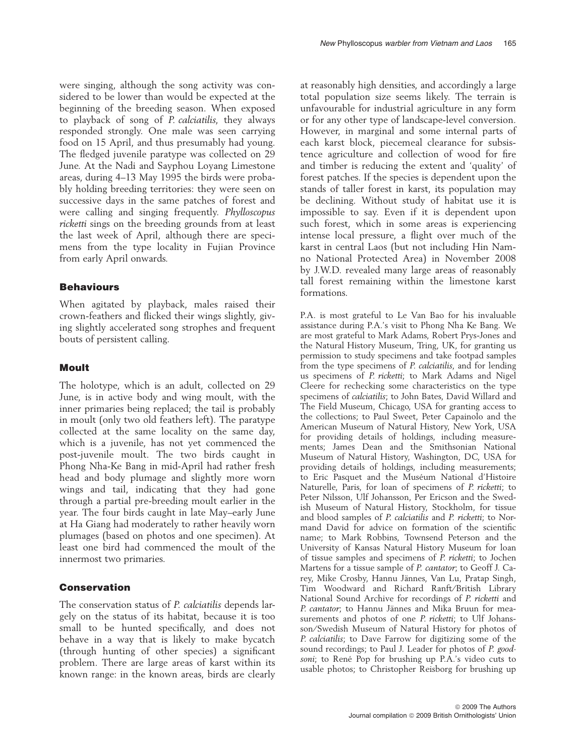were singing, although the song activity was considered to be lower than would be expected at the beginning of the breeding season. When exposed to playback of song of *P. calciatilis*, they always responded strongly. One male was seen carrying food on 15 April, and thus presumably had young. The fledged juvenile paratype was collected on 29 June. At the Nadi and Sayphou Loyang Limestone areas, during 4–13 May 1995 the birds were probably holding breeding territories: they were seen on successive days in the same patches of forest and were calling and singing frequently. *Phylloscopus ricketti* sings on the breeding grounds from at least the last week of April, although there are specimens from the type locality in Fujian Province from early April onwards.

## Behaviours

When agitated by playback, males raised their crown-feathers and flicked their wings slightly, giving slightly accelerated song strophes and frequent bouts of persistent calling.

## Moult

The holotype, which is an adult, collected on 29 June, is in active body and wing moult, with the inner primaries being replaced; the tail is probably in moult (only two old feathers left). The paratype collected at the same locality on the same day, which is a juvenile, has not yet commenced the post-juvenile moult. The two birds caught in Phong Nha-Ke Bang in mid-April had rather fresh head and body plumage and slightly more worn wings and tail, indicating that they had gone through a partial pre-breeding moult earlier in the year. The four birds caught in late May–early June at Ha Giang had moderately to rather heavily worn plumages (based on photos and one specimen). At least one bird had commenced the moult of the innermost two primaries.

## Conservation

The conservation status of *P. calciatilis* depends largely on the status of its habitat, because it is too small to be hunted specifically, and does not behave in a way that is likely to make bycatch (through hunting of other species) a significant problem. There are large areas of karst within its known range: in the known areas, birds are clearly at reasonably high densities, and accordingly a large total population size seems likely. The terrain is unfavourable for industrial agriculture in any form or for any other type of landscape-level conversion. However, in marginal and some internal parts of each karst block, piecemeal clearance for subsistence agriculture and collection of wood for fire and timber is reducing the extent and 'quality' of forest patches. If the species is dependent upon the stands of taller forest in karst, its population may be declining. Without study of habitat use it is impossible to say. Even if it is dependent upon such forest, which in some areas is experiencing intense local pressure, a flight over much of the karst in central Laos (but not including Hin Namno National Protected Area) in November 2008 by J.W.D. revealed many large areas of reasonably tall forest remaining within the limestone karst formations.

P.A. is most grateful to Le Van Bao for his invaluable assistance during P.A.'s visit to Phong Nha Ke Bang. We are most grateful to Mark Adams, Robert Prys-Jones and the Natural History Museum, Tring, UK, for granting us permission to study specimens and take footpad samples from the type specimens of *P. calciatilis*, and for lending us specimens of *P. ricketti*; to Mark Adams and Nigel Cleere for rechecking some characteristics on the type specimens of *calciatilis*; to John Bates, David Willard and The Field Museum, Chicago, USA for granting access to the collections; to Paul Sweet, Peter Capainolo and the American Museum of Natural History, New York, USA for providing details of holdings, including measurements; James Dean and the Smithsonian National Museum of Natural History, Washington, DC, USA for providing details of holdings, including measurements; to Eric Pasquet and the Muséum National d'Histoire Naturelle, Paris, for loan of specimens of *P. ricketti*; to Peter Nilsson, Ulf Johansson, Per Ericson and the Swedish Museum of Natural History, Stockholm, for tissue and blood samples of *P. calciatilis* and *P. ricketti*; to Normand David for advice on formation of the scientific name; to Mark Robbins, Townsend Peterson and the University of Kansas Natural History Museum for loan of tissue samples and specimens of *P. ricketti*; to Jochen Martens for a tissue sample of *P. cantator*; to Geoff J. Carey, Mike Crosby, Hannu Jännes, Van Lu, Pratap Singh, Tim Woodward and Richard Ranft/British Library National Sound Archive for recordings of *P. ricketti* and *P. cantator*; to Hannu Jännes and Mika Bruun for measurements and photos of one *P. ricketti*; to Ulf Johansson/Swedish Museum of Natural History for photos of *P. calciatilis*; to Dave Farrow for digitizing some of the sound recordings; to Paul J. Leader for photos of *P. goodsoni*; to René Pop for brushing up P.A.'s video cuts to usable photos; to Christopher Reisborg for brushing up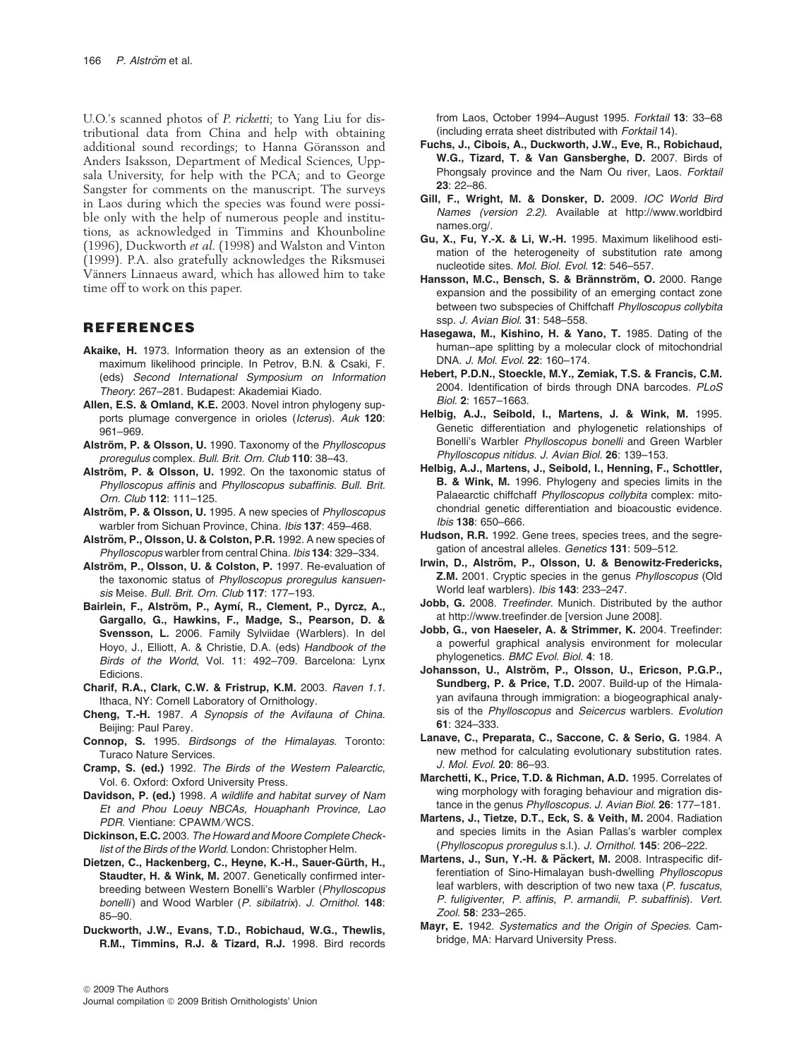U.O.'s scanned photos of *P. ricketti*; to Yang Liu for distributional data from China and help with obtaining additional sound recordings; to Hanna Göransson and Anders Isaksson, Department of Medical Sciences, Uppsala University, for help with the PCA; and to George Sangster for comments on the manuscript. The surveys in Laos during which the species was found were possible only with the help of numerous people and institutions, as acknowledged in Timmins and Khounboline (1996), Duckworth *et al.* (1998) and Walston and Vinton (1999). P.A. also gratefully acknowledges the Riksmusei Vänners Linnaeus award, which has allowed him to take time off to work on this paper.

## REFERENCES

**Akaike, H.** 1973. Information theory as an extension of the maximum likelihood principle. In Petrov, B.N. & Csaki, F. (eds) *Second International Symposium on Information Theory*: 267–281. Budapest: Akademiai Kiado.

**Allen, E.S. & Omland, K.E.** 2003. Novel intron phylogeny supports plumage convergence in orioles (*Icterus*). *Auk* **120**: 961–969.

**Alström, P. & Olsson, U.** 1990. Taxonomy of the *Phylloscopus proregulus* complex. *Bull. Brit. Orn. Club* **110**: 38–43.

**Alström, P. & Olsson, U.** 1992. On the taxonomic status of *Phylloscopus affinis* and *Phylloscopus subaffinis*. *Bull. Brit. Orn. Club* **112**: 111–125.

**Alström, P. & Olsson, U.** 1995. A new species of *Phylloscopus* warbler from Sichuan Province, China. *Ibis* **137**: 459–468.

**Alström, P., Olsson, U. & Colston, P.R.** 1992. A new species of *Phylloscopus* warbler from central China. *Ibis* **134**: 329–334.

**Alström, P., Olsson, U. & Colston, P.** 1997. Re-evaluation of the taxonomic status of *Phylloscopus proregulus kansuensis* Meise. *Bull. Brit. Orn. Club* **117**: 177–193.

**Bairlein, F., Alström, P., Aymí, R., Clement, P., Dyrcz, A., Gargallo, G., Hawkins, F., Madge, S., Pearson, D. & Svensson, L.** 2006. Family Sylviidae (Warblers). In del Hoyo, J., Elliott, A. & Christie, D.A. (eds) *Handbook of the Birds of the World*, Vol. 11: 492–709. Barcelona: Lynx Edicions.

**Charif, R.A., Clark, C.W. & Fristrup, K.M.** 2003. *Raven 1.1*. Ithaca, NY: Cornell Laboratory of Ornithology.

**Cheng, T.-H.** 1987. *A Synopsis of the Avifauna of China*. Beijing: Paul Parey.

**Connop, S.** 1995. *Birdsongs of the Himalayas*. Toronto: Turaco Nature Services.

**Cramp, S. (ed.)** 1992. *The Birds of the Western Palearctic*, Vol. 6. Oxford: Oxford University Press.

**Davidson, P. (ed.)** 1998. *A wildlife and habitat survey of Nam Et and Phou Loeuy NBCAs, Houaphanh Province, Lao PDR*. Vientiane: CPAWM/WCS.

**Dickinson, E.C.** 2003. *The Howard and Moore Complete Checklist of the Birds of the World*. London: Christopher Helm.

**Dietzen, C., Hackenberg, C., Heyne, K.-H., Sauer-Gürth, H., Staudter, H. & Wink, M.** 2007. Genetically confirmed interbreeding between Western Bonelli's Warbler (*Phylloscopus bonelli*) and Wood Warbler (*P. sibilatrix*). *J. Ornithol.* **148**: 85–90.

**Duckworth, J.W., Evans, T.D., Robichaud, W.G., Thewlis, R.M., Timmins, R.J. & Tizard, R.J.** 1998. Bird records from Laos, October 1994–August 1995. *Forktail* **13**: 33–68 (including errata sheet distributed with *Forktail* 14).

**Fuchs, J., Cibois, A., Duckworth, J.W., Eve, R., Robichaud, W.G., Tizard, T. & Van Gansberghe, D.** 2007. Birds of Phongsaly province and the Nam Ou river, Laos. *Forktail* **23**: 22–86.

**Gill, F., Wright, M. & Donsker, D.** 2009. *IOC World Bird Names (version 2.2)*. Available at http://www.worldbirdnames.org/.

**Gu, X., Fu, Y.-X. & Li, W.-H.** 1995. Maximum likelihood estimation of the heterogeneity of substitution rate among nucleotide sites. *Mol. Biol. Evol.* **12**: 546–557.

**Hansson, M.C., Bensch, S. & Brännström, O.** 2000. Range expansion and the possibility of an emerging contact zone between two subspecies of Chiffchaff *Phylloscopus collybita* ssp. *J. Avian Biol.* **31**: 548–558.

**Hasegawa, M., Kishino, H. & Yano, T.** 1985. Dating of the human–ape splitting by a molecular clock of mitochondrial DNA. *J. Mol. Evol.* **22**: 160–174.

**Hebert, P.D.N., Stoeckle, M.Y., Zemiak, T.S. & Francis, C.M.** 2004. Identification of birds through DNA barcodes. *PLoS Biol.* **2**: 1657–1663.

**Helbig, A.J., Seibold, I., Martens, J. & Wink, M.** 1995. Genetic differentiation and phylogenetic relationships of Bonelli's Warbler *Phylloscopus bonelli* and Green Warbler *Phylloscopus nitidus*. *J. Avian Biol.* **26**: 139–153.

**Helbig, A.J., Martens, J., Seibold, I., Henning, F., Schottler, B. & Wink, M.** 1996. Phylogeny and species limits in the Palaearctic chiffchaff *Phylloscopus collybita* complex: mitochondrial genetic differentiation and bioacoustic evidence. *Ibis* **138**: 650–666.

**Hudson, R.R.** 1992. Gene trees, species trees, and the segregation of ancestral alleles. *Genetics* **131**: 509–512.

**Irwin, D., Alström, P., Olsson, U. & Benowitz-Fredericks, Z.M.** 2001. Cryptic species in the genus *Phylloscopus* (Old World leaf warblers). *Ibis* **143**: 233–247.

**Jobb, G.** 2008. *Treefinder*. Munich. Distributed by the author at http://www.treefinder.de [version June 2008].

**Jobb, G., von Haeseler, A. & Strimmer, K.** 2004. Treefinder: a powerful graphical analysis environment for molecular phylogenetics. *BMC Evol. Biol.* **4**: 18.

**Johansson, U., Alström, P., Olsson, U., Ericson, P.G.P., Sundberg, P. & Price, T.D.** 2007. Build-up of the Himalayan avifauna through immigration: a biogeographical analysis of the *Phylloscopus* and *Seicercus* warblers. *Evolution* **61**: 324–333.

**Lanave, C., Preparata, C., Saccone, C. & Serio, G.** 1984. A new method for calculating evolutionary substitution rates. *J. Mol. Evol.* **20**: 86–93.

**Marchetti, K., Price, T.D. & Richman, A.D.** 1995. Correlates of wing morphology with foraging behaviour and migration distance in the genus *Phylloscopus*. *J. Avian Biol.* **26**: 177–181.

**Martens, J., Tietze, D.T., Eck, S. & Veith, M.** 2004. Radiation and species limits in the Asian Pallas's warbler complex (*Phylloscopus proregulus* s.l.). *J. Ornithol.* **145**: 206–222.

**Martens, J., Sun, Y.-H. & Päckert, M.** 2008. Intraspecific differentiation of Sino-Himalayan bush-dwelling *Phylloscopus* leaf warblers, with description of two new taxa (*P. fuscatus*, *P. fuligiventer*, *P. affinis*, *P. armandii*, *P. subaffinis*). *Vert. Zool.* **58**: 233–265.

**Mayr, E.** 1942. *Systematics and the Origin of Species*. Cambridge, MA: Harvard University Press.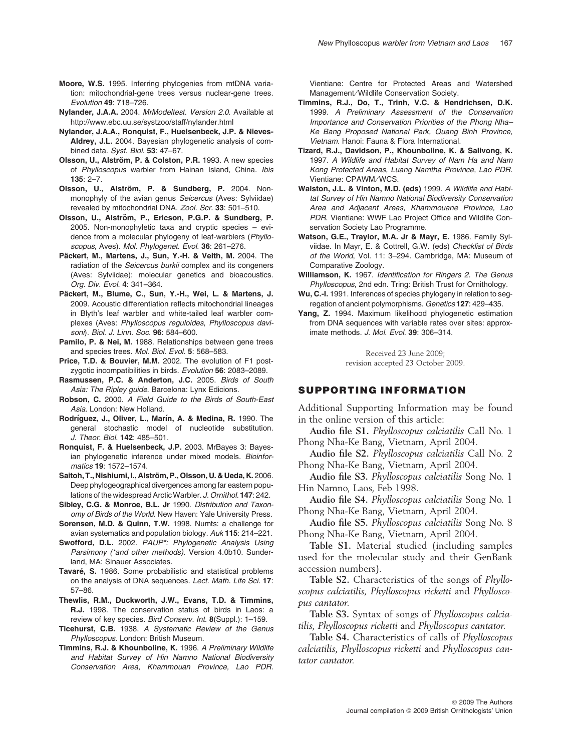**Moore, W.S.** 1995. Inferring phylogenies from mtDNA variation: mitochondrial-gene trees versus nuclear-gene trees. *Evolution* **49**: 718–726.

**Nylander, J.A.A.** 2004. *MrModeltest. Version 2.0*. Available at http://www.ebc.uu.se/systzoo/staff/nylander.html

**Nylander, J.A.A., Ronquist, F., Huelsenbeck, J.P. & Nieves-Aldrey, J.L.** 2004. Bayesian phylogenetic analysis of combined data. *Syst. Biol.* **53**: 47–67.

**Olsson, U., Alström, P. & Colston, P.R.** 1993. A new species of *Phylloscopus* warbler from Hainan Island, China. *Ibis* **135**: 2–7.

**Olsson, U., Alström, P. & Sundberg, P.** 2004. Non-monophyly of the avian genus *Seicercus* (Aves: Sylviidae) revealed by mitochondrial DNA. *Zool. Scr.* **33**: 501–510.

**Olsson, U., Alström, P., Ericson, P.G.P. & Sundberg, P.** 2005. Non-monophyletic taxa and cryptic species – evidence from a molecular phylogeny of leaf-warblers (*Phylloscopus*, Aves). *Mol. Phylogenet. Evol.* **36**: 261–276.

**Päckert, M., Martens, J., Sun, Y.-H. & Veith, M.** 2004. The radiation of the *Seicercus burkii* complex and its congeners (Aves: Sylviidae): molecular genetics and bioacoustics. *Org. Div. Evol.* **4**: 341–364.

**Päckert, M., Blume, C., Sun, Y.-H., Wei, L. & Martens, J.** 2009. Acoustic differentiation reflects mitochondrial lineages in Blyth's leaf warbler and white-tailed leaf warbler complexes (Aves: *Phylloscopus reguloides*, *Phylloscopus davisoni*). *Biol. J. Linn. Soc.* **96**: 584–600.

**Pamilo, P. & Nei, M.** 1988. Relationships between gene trees and species trees. *Mol. Biol. Evol.* **5**: 568–583.

**Price, T.D. & Bouvier, M.M.** 2002. The evolution of F1 postzygotic incompatibilities in birds. *Evolution* **56**: 2083–2089.

**Rasmussen, P.C. & Anderton, J.C.** 2005. *Birds of South Asia: The Ripley guide*. Barcelona: Lynx Edicions.

**Robson, C.** 2000. *A Field Guide to the Birds of South-East Asia*. London: New Holland.

**Rodríguez, J., Oliver, L., Marín, A. & Medina, R.** 1990. The general stochastic model of nucleotide substitution. *J. Theor. Biol.* **142**: 485–501.

**Ronquist, F. & Huelsenbeck, J.P.** 2003. MrBayes 3: Bayesian phylogenetic inference under mixed models. *Bioinformatics* **19**: 1572–1574.

**Saitoh, T., Nishiumi, I., Alström, P., Olsson, U. & Ueda, K.** 2006. Deep phylogeographical divergences among far eastern populations of the widespread Arctic Warbler. *J. Ornithol.* **147**: 242.

**Sibley, C.G. & Monroe, B.L. Jr** 1990. *Distribution and Taxonomy of Birds of the World*. New Haven: Yale University Press.

**Sorensen, M.D. & Quinn, T.W.** 1998. Numts: a challenge for avian systematics and population biology. *Auk* **115**: 214–221.

**Swofford, D.L.** 2002. *PAUP\*: Phylogenetic Analysis Using Parsimony (\*and other methods)*. Version 4.0b10. Sunderland, MA: Sinauer Associates.

**Tavaré, S.** 1986. Some probabilistic and statistical problems on the analysis of DNA sequences. *Lect. Math. Life Sci.* **17**: 57–86.

**Thewlis, R.M., Duckworth, J.W., Evans, T.D. & Timmins, R.J.** 1998. The conservation status of birds in Laos: a review of key species. *Bird Conserv. Int.* **8**(Suppl.): 1–159.

**Ticehurst, C.B.** 1938. *A Systematic Review of the Genus Phylloscopus*. London: British Museum.

**Timmins, R.J. & Khounboline, K.** 1996. *A Preliminary Wildlife and Habitat Survey of Hin Namno National Biodiversity Conservation Area, Khammouan Province, Lao PDR*. Vientiane: Centre for Protected Areas and Watershed Management/Wildlife Conservation Society.

**Timmins, R.J., Do, T., Trinh, V.C. & Hendrichsen, D.K.** 1999. *A Preliminary Assessment of the Conservation Importance and Conservation Priorities of the Phong Nha–Ke Bang Proposed National Park, Quang Binh Province, Vietnam*. Hanoi: Fauna & Flora International.

**Tizard, R.J., Davidson, P., Khounboline, K. & Salivong, K.** 1997. *A Wildlife and Habitat Survey of Nam Ha and Nam Kong Protected Areas, Luang Namtha Province, Lao PDR*. Vientiane: CPAWM/WCS.

**Walston, J.L. & Vinton, M.D. (eds)** 1999. *A Wildlife and Habitat Survey of Hin Namno National Biodiversity Conservation Area and Adjacent Areas, Khammouane Province, Lao PDR*. Vientiane: WWF Lao Project Office and Wildlife Conservation Society Lao Programme.

**Watson, G.E., Traylor, M.A. Jr & Mayr, E.** 1986. Family Sylviidae. In Mayr, E. & Cottrell, G.W. (eds) *Checklist of Birds of the World*, Vol. 11: 3–294. Cambridge, MA: Museum of Comparative Zoology.

**Williamson, K.** 1967. *Identification for Ringers 2. The Genus Phylloscopus*, 2nd edn. Tring: British Trust for Ornithology.

**Wu, C.-I.** 1991. Inferences of species phylogeny in relation to segregation of ancient polymorphisms. *Genetics* **127**: 429–435.

**Yang, Z.** 1994. Maximum likelihood phylogenetic estimation from DNA sequences with variable rates over sites: approximate methods. *J. Mol. Evol.* **39**: 306–314.

Received 23 June 2009;
revision accepted 23 October 2009.

## SUPPORTING INFORMATION

Additional Supporting Information may be found in the online version of this article:

**Audio file S1.** *Phylloscopus calciatilis* Call No. 1 Phong Nha-Ke Bang, Vietnam, April 2004.

**Audio file S2.** *Phylloscopus calciatilis* Call No. 2 Phong Nha-Ke Bang, Vietnam, April 2004.

**Audio file S3.** *Phylloscopus calciatilis* Song No. 1 Hin Namno, Laos, Feb 1998.

**Audio file S4.** *Phylloscopus calciatilis* Song No. 1 Phong Nha-Ke Bang, Vietnam, April 2004.

**Audio file S5.** *Phylloscopus calciatilis* Song No. 8 Phong Nha-Ke Bang, Vietnam, April 2004.

**Table S1.** Material studied (including samples used for the molecular study and their GenBank accession numbers).

**Table S2.** Characteristics of the songs of *Phylloscopus calciatilis*, *Phylloscopus ricketti* and *Phylloscopus cantator*.

**Table S3.** Syntax of songs of *Phylloscopus calciatilis*, *Phylloscopus ricketti* and *Phylloscopus cantator*.

**Table S4.** Characteristics of calls of *Phylloscopus calciatilis*, *Phylloscopus ricketti* and *Phylloscopus cantator cantator*.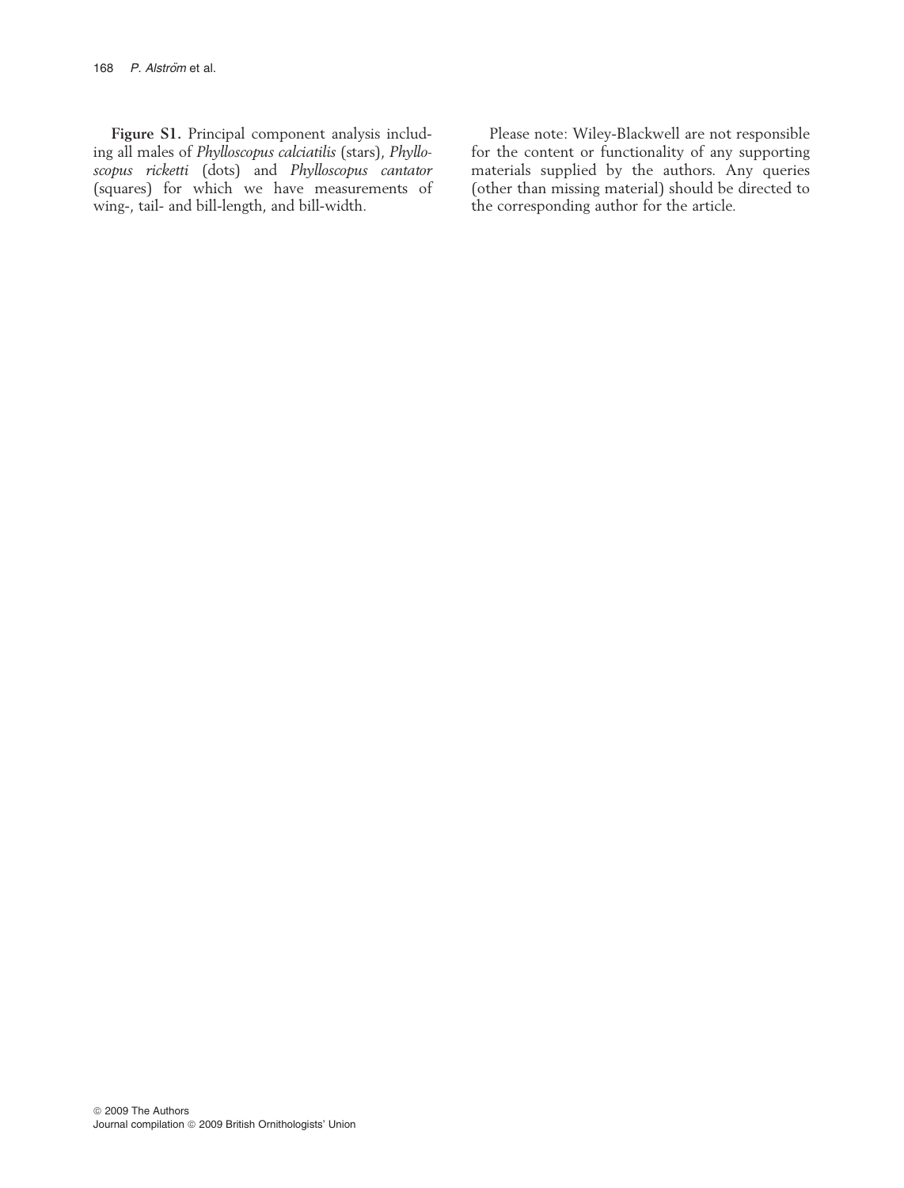**Figure S1.** Principal component analysis including all males of *Phylloscopus calciatilis* (stars), *Phylloscopus ricketti* (dots) and *Phylloscopus cantator* (squares) for which we have measurements of wing-, tail- and bill-length, and bill-width.

Please note: Wiley-Blackwell are not responsible for the content or functionality of any supporting materials supplied by the authors. Any queries (other than missing material) should be directed to the corresponding author for the article.